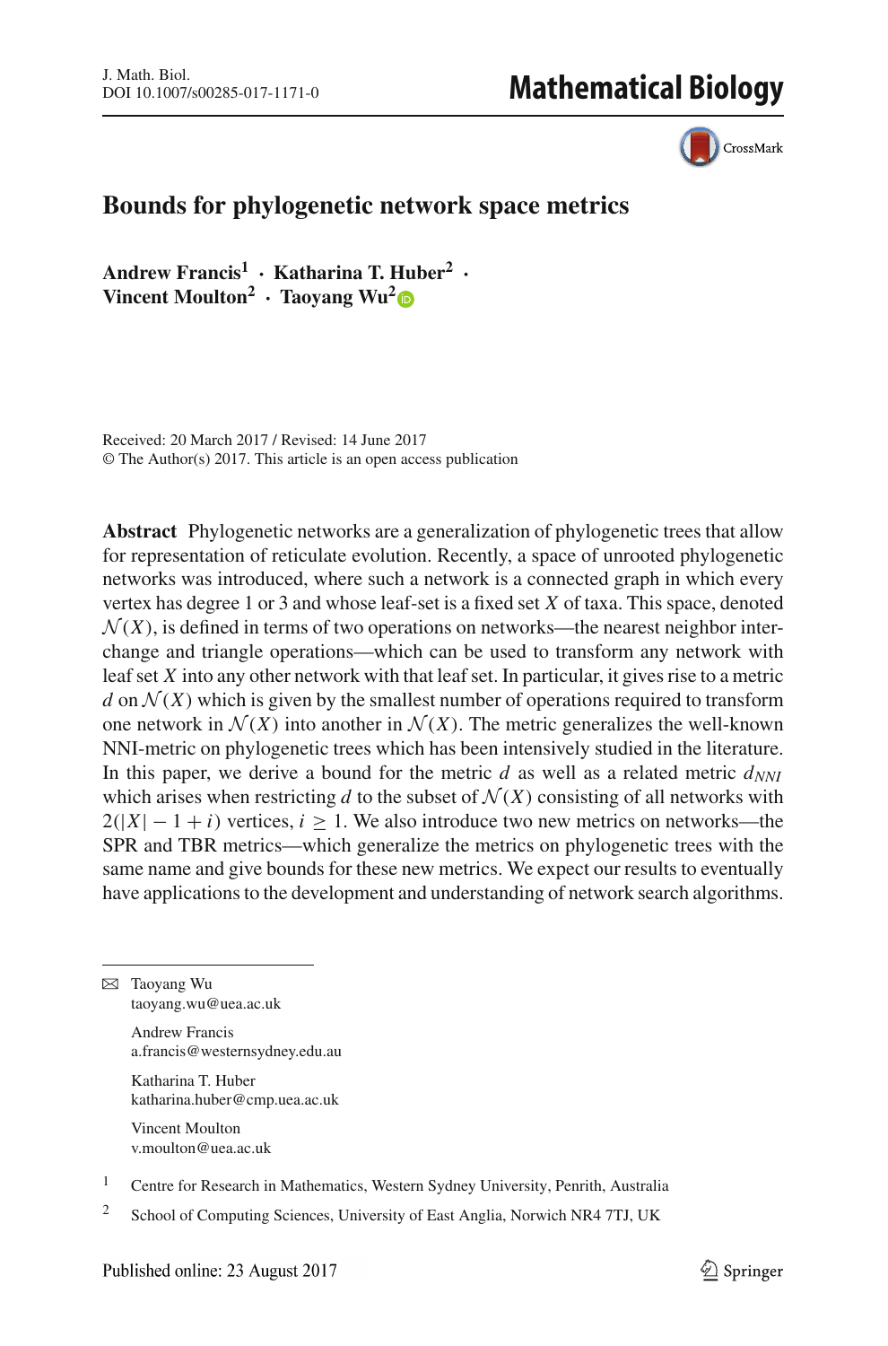# Bounds for phylogenetic network space metrics

**Andrew Francis[1] · Katharina T. Huber[2] · Vincent Moulton[2] · Taoyang Wu[2]**

Received: 20 March 2017 / Revised: 14 June 2017
© The Author(s) 2017. This article is an open access publication

**Abstract** Phylogenetic networks are a generalization of phylogenetic trees that allow for representation of reticulate evolution. Recently, a space of unrooted phylogenetic networks was introduced, where such a network is a connected graph in which every vertex has degree 1 or 3 and whose leaf-set is a fixed set $X$ of taxa. This space, denoted $\mathcal{N}(X)$, is defined in terms of two operations on networks—the nearest neighbor interchange and triangle operations—which can be used to transform any network with leaf set $X$ into any other network with that leaf set. In particular, it gives rise to a metric $d$ on $\mathcal{N}(X)$ which is given by the smallest number of operations required to transform one network in $\mathcal{N}(X)$ into another in $\mathcal{N}(X)$. The metric generalizes the well-known NNI-metric on phylogenetic trees which has been intensively studied in the literature. In this paper, we derive a bound for the metric $d$ as well as a related metric $d_{NNI}$ which arises when restricting $d$ to the subset of $\mathcal{N}(X)$ consisting of all networks with $2(|X| - 1 + i)$ vertices, $i \geq 1$. We also introduce two new metrics on networks—the SPR and TBR metrics—which generalize the metrics on phylogenetic trees with the same name and give bounds for these new metrics. We expect our results to eventually have applications to the development and understanding of network search algorithms.

---

✉ Taoyang Wu
taoyang.wu@uea.ac.uk

Andrew Francis
a.francis@westernsydney.edu.au

Katharina T. Huber
katharina.huber@cmp.uea.ac.uk

Vincent Moulton
v.moulton@uea.ac.uk

[1] Centre for Research in Mathematics, Western Sydney University, Penrith, Australia

[2] School of Computing Sciences, University of East Anglia, Norwich NR4 7TJ, UK

Published online: 23 August 2017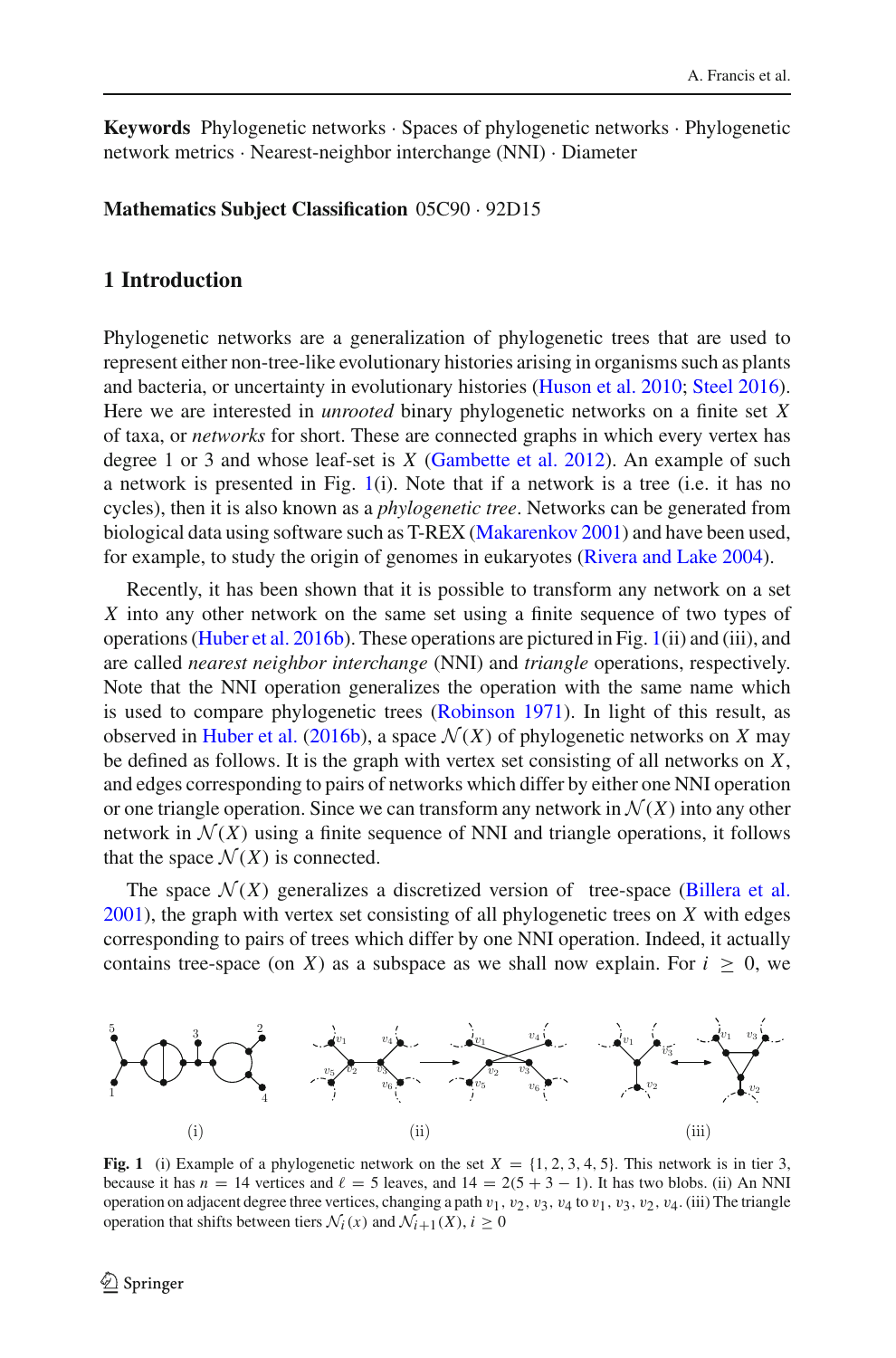**Keywords** Phylogenetic networks · Spaces of phylogenetic networks · Phylogenetic network metrics · Nearest-neighbor interchange (NNI) · Diameter

**Mathematics Subject Classification** 05C90 · 92D15

## 1 Introduction

Phylogenetic networks are a generalization of phylogenetic trees that are used to represent either non-tree-like evolutionary histories arising in organisms such as plants and bacteria, or uncertainty in evolutionary histories (Huson et al. 2010; Steel 2016). Here we are interested in *unrooted* binary phylogenetic networks on a finite set $X$ of taxa, or *networks* for short. These are connected graphs in which every vertex has degree 1 or 3 and whose leaf-set is $X$ (Gambette et al. 2012). An example of such a network is presented in Fig. 1(i). Note that if a network is a tree (i.e. it has no cycles), then it is also known as a *phylogenetic tree*. Networks can be generated from biological data using software such as T-REX (Makarenkov 2001) and have been used, for example, to study the origin of genomes in eukaryotes (Rivera and Lake 2004).

Recently, it has been shown that it is possible to transform any network on a set $X$ into any other network on the same set using a finite sequence of two types of operations (Huber et al. 2016b). These operations are pictured in Fig. 1(ii) and (iii), and are called *nearest neighbor interchange* (NNI) and *triangle* operations, respectively. Note that the NNI operation generalizes the operation with the same name which is used to compare phylogenetic trees (Robinson 1971). In light of this result, as observed in Huber et al. (2016b), a space $\mathcal{N}(X)$ of phylogenetic networks on $X$ may be defined as follows. It is the graph with vertex set consisting of all networks on $X$, and edges corresponding to pairs of networks which differ by either one NNI operation or one triangle operation. Since we can transform any network in $\mathcal{N}(X)$ into any other network in $\mathcal{N}(X)$ using a finite sequence of NNI and triangle operations, it follows that the space $\mathcal{N}(X)$ is connected.

The space $\mathcal{N}(X)$ generalizes a discretized version of tree-space (Billera et al. 2001), the graph with vertex set consisting of all phylogenetic trees on $X$ with edges corresponding to pairs of trees which differ by one NNI operation. Indeed, it actually contains tree-space (on $X$) as a subspace as we shall now explain. For $i \geq 0$, we

**Fig. 1** (i) Example of a phylogenetic network on the set $X = \{1, 2, 3, 4, 5\}$. This network is in tier 3, because it has $n = 14$ vertices and $\ell = 5$ leaves, and $14 = 2(5 + 3 - 1)$. It has two blobs. (ii) An NNI operation on adjacent degree three vertices, changing a path $v_1, v_2, v_3, v_4$ to $v_1, v_3, v_2, v_4$. (iii) The triangle operation that shifts between tiers $\mathcal{N}_i(x)$ and $\mathcal{N}_{i+1}(X)$, $i \geq 0$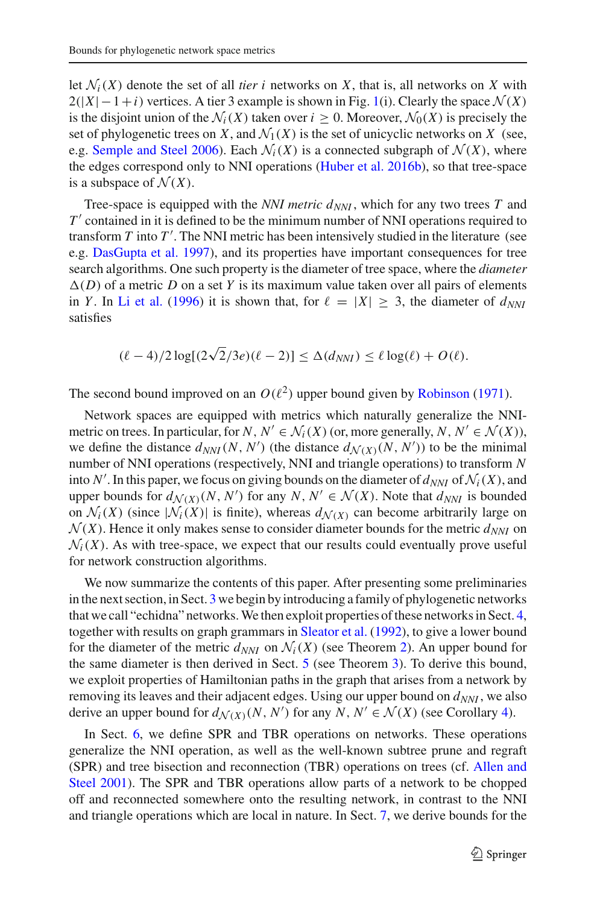let $\mathcal{N}_i(X)$ denote the set of all *tier* $i$ networks on $X$, that is, all networks on $X$ with $2(|X|-1+i)$ vertices. A tier 3 example is shown in Fig. 1(i). Clearly the space $\mathcal{N}(X)$ is the disjoint union of the $\mathcal{N}_i(X)$ taken over $i \geq 0$. Moreover, $\mathcal{N}_0(X)$ is precisely the set of phylogenetic trees on $X$, and $\mathcal{N}_1(X)$ is the set of unicyclic networks on $X$ (see, e.g. Semple and Steel 2006). Each $\mathcal{N}_i(X)$ is a connected subgraph of $\mathcal{N}(X)$, where the edges correspond only to NNI operations (Huber et al. 2016b), so that tree-space is a subspace of $\mathcal{N}(X)$.

Tree-space is equipped with the *NNI metric* $d_{NNI}$, which for any two trees $T$ and $T'$ contained in it is defined to be the minimum number of NNI operations required to transform $T$ into $T'$. The NNI metric has been intensively studied in the literature (see e.g. DasGupta et al. 1997), and its properties have important consequences for tree search algorithms. One such property is the diameter of tree space, where the *diameter* $\Delta(D)$ of a metric $D$ on a set $Y$ is its maximum value taken over all pairs of elements in $Y$. In Li et al. (1996) it is shown that, for $\ell = |X| \geq 3$, the diameter of $d_{NNI}$ satisfies

$$(\ell - 4)/2 \log[(2\sqrt{2}/3e)(\ell - 2)] \leq \Delta(d_{NNI}) \leq \ell \log(\ell) + O(\ell).$$

The second bound improved on an $O(\ell^2)$ upper bound given by Robinson (1971).

Network spaces are equipped with metrics which naturally generalize the NNI-metric on trees. In particular, for $N, N' \in \mathcal{N}_i(X)$ (or, more generally, $N, N' \in \mathcal{N}(X)$), we define the distance $d_{NNI}(N, N')$ (the distance $d_{\mathcal{N}(X)}(N, N')$) to be the minimal number of NNI operations (respectively, NNI and triangle operations) to transform $N$ into $N'$. In this paper, we focus on giving bounds on the diameter of $d_{NNI}$ of $\mathcal{N}_i(X)$, and upper bounds for $d_{\mathcal{N}(X)}(N, N')$ for any $N, N' \in \mathcal{N}(X)$. Note that $d_{NNI}$ is bounded on $\mathcal{N}_i(X)$ (since $|\mathcal{N}_i(X)|$ is finite), whereas $d_{\mathcal{N}(X)}$ can become arbitrarily large on $\mathcal{N}(X)$. Hence it only makes sense to consider diameter bounds for the metric $d_{NNI}$ on $\mathcal{N}_i(X)$. As with tree-space, we expect that our results could eventually prove useful for network construction algorithms.

We now summarize the contents of this paper. After presenting some preliminaries in the next section, in Sect. 3 we begin by introducing a family of phylogenetic networks that we call "echidna" networks. We then exploit properties of these networks in Sect. 4, together with results on graph grammars in Sleator et al. (1992), to give a lower bound for the diameter of the metric $d_{NNI}$ on $\mathcal{N}_i(X)$ (see Theorem 2). An upper bound for the same diameter is then derived in Sect. 5 (see Theorem 3). To derive this bound, we exploit properties of Hamiltonian paths in the graph that arises from a network by removing its leaves and their adjacent edges. Using our upper bound on $d_{NNI}$, we also derive an upper bound for $d_{\mathcal{N}(X)}(N, N')$ for any $N, N' \in \mathcal{N}(X)$ (see Corollary 4).

In Sect. 6, we define SPR and TBR operations on networks. These operations generalize the NNI operation, as well as the well-known subtree prune and regraft (SPR) and tree bisection and reconnection (TBR) operations on trees (cf. Allen and Steel 2001). The SPR and TBR operations allow parts of a network to be chopped off and reconnected somewhere onto the resulting network, in contrast to the NNI and triangle operations which are local in nature. In Sect. 7, we derive bounds for the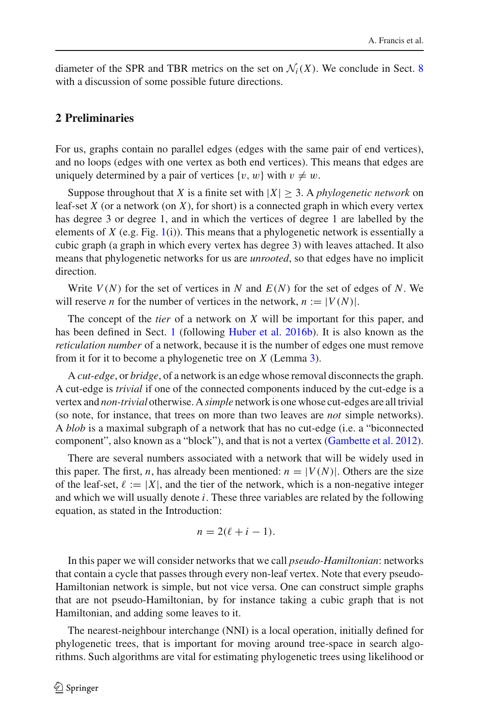diameter of the SPR and TBR metrics on the set on $\mathcal{N}_i(X)$. We conclude in Sect. 8 with a discussion of some possible future directions.

## 2 Preliminaries

For us, graphs contain no parallel edges (edges with the same pair of end vertices), and no loops (edges with one vertex as both end vertices). This means that edges are uniquely determined by a pair of vertices $\{v, w\}$ with $v \neq w$.

Suppose throughout that $X$ is a finite set with $|X| \geq 3$. A *phylogenetic network* on leaf-set $X$ (or a network (on $X$), for short) is a connected graph in which every vertex has degree 3 or degree 1, and in which the vertices of degree 1 are labelled by the elements of $X$ (e.g. Fig. 1(i)). This means that a phylogenetic network is essentially a cubic graph (a graph in which every vertex has degree 3) with leaves attached. It also means that phylogenetic networks for us are *unrooted*, so that edges have no implicit direction.

Write $V(N)$ for the set of vertices in $N$ and $E(N)$ for the set of edges of $N$. We will reserve $n$ for the number of vertices in the network, $n := |V(N)|$.

The concept of the *tier* of a network on $X$ will be important for this paper, and has been defined in Sect. 1 (following Huber et al. 2016b). It is also known as the *reticulation number* of a network, because it is the number of edges one must remove from it for it to become a phylogenetic tree on $X$ (Lemma 3).

A *cut-edge*, or *bridge*, of a network is an edge whose removal disconnects the graph. A cut-edge is *trivial* if one of the connected components induced by the cut-edge is a vertex and *non-trivial* otherwise. A *simple* network is one whose cut-edges are all trivial (so note, for instance, that trees on more than two leaves are *not* simple networks). A *blob* is a maximal subgraph of a network that has no cut-edge (i.e. a "biconnected component", also known as a "block"), and that is not a vertex (Gambette et al. 2012).

There are several numbers associated with a network that will be widely used in this paper. The first, $n$, has already been mentioned: $n = |V(N)|$. Others are the size of the leaf-set, $\ell := |X|$, and the tier of the network, which is a non-negative integer and which we will usually denote $i$. These three variables are related by the following equation, as stated in the Introduction:

$$n = 2(\ell + i - 1).$$

In this paper we will consider networks that we call *pseudo-Hamiltonian*: networks that contain a cycle that passes through every non-leaf vertex. Note that every pseudo-Hamiltonian network is simple, but not vice versa. One can construct simple graphs that are not pseudo-Hamiltonian, by for instance taking a cubic graph that is not Hamiltonian, and adding some leaves to it.

The nearest-neighbour interchange (NNI) is a local operation, initially defined for phylogenetic trees, that is important for moving around tree-space in search algorithms. Such algorithms are vital for estimating phylogenetic trees using likelihood or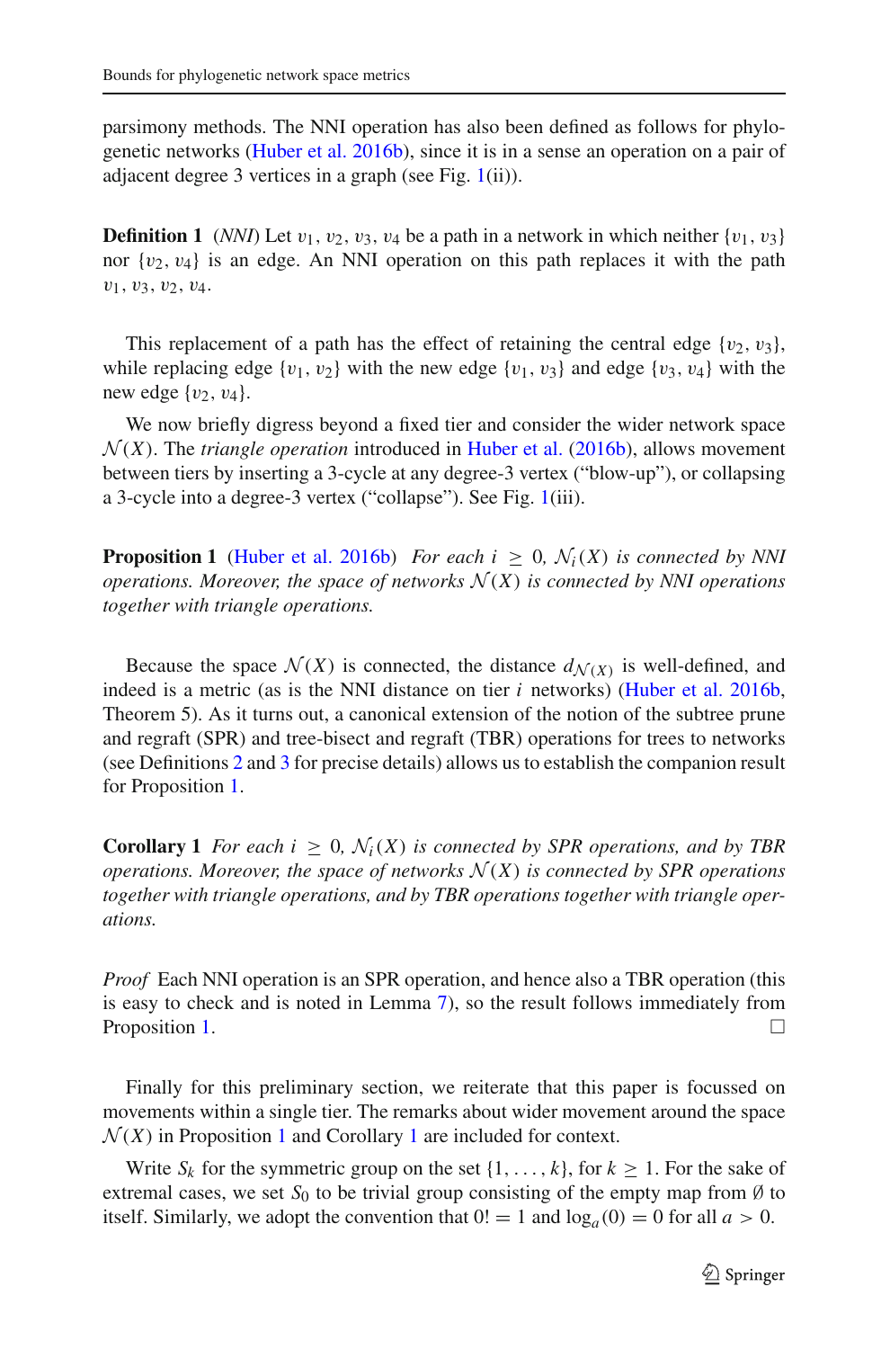parsimony methods. The NNI operation has also been defined as follows for phylogenetic networks (Huber et al. 2016b), since it is in a sense an operation on a pair of adjacent degree 3 vertices in a graph (see Fig. 1(ii)).

**Definition 1** (*NNI*) Let $v_1, v_2, v_3, v_4$ be a path in a network in which neither $\{v_1, v_3\}$ nor $\{v_2, v_4\}$ is an edge. An NNI operation on this path replaces it with the path $v_1, v_3, v_2, v_4$.

This replacement of a path has the effect of retaining the central edge $\{v_2, v_3\}$, while replacing edge $\{v_1, v_2\}$ with the new edge $\{v_1, v_3\}$ and edge $\{v_3, v_4\}$ with the new edge $\{v_2, v_4\}$.

We now briefly digress beyond a fixed tier and consider the wider network space $\mathcal{N}(X)$. The *triangle operation* introduced in Huber et al. (2016b), allows movement between tiers by inserting a 3-cycle at any degree-3 vertex ("blow-up"), or collapsing a 3-cycle into a degree-3 vertex ("collapse"). See Fig. 1(iii).

**Proposition 1** (Huber et al. 2016b) *For each $i \geq 0$, $\mathcal{N}_i(X)$ is connected by NNI operations. Moreover, the space of networks $\mathcal{N}(X)$ is connected by NNI operations together with triangle operations.*

Because the space $\mathcal{N}(X)$ is connected, the distance $d_{\mathcal{N}(X)}$ is well-defined, and indeed is a metric (as is the NNI distance on tier $i$ networks) (Huber et al. 2016b, Theorem 5). As it turns out, a canonical extension of the notion of the subtree prune and regraft (SPR) and tree-bisect and regraft (TBR) operations for trees to networks (see Definitions 2 and 3 for precise details) allows us to establish the companion result for Proposition 1.

**Corollary 1** *For each $i \geq 0$, $\mathcal{N}_i(X)$ is connected by SPR operations, and by TBR operations. Moreover, the space of networks $\mathcal{N}(X)$ is connected by SPR operations together with triangle operations, and by TBR operations together with triangle operations.*

*Proof* Each NNI operation is an SPR operation, and hence also a TBR operation (this is easy to check and is noted in Lemma 7), so the result follows immediately from Proposition 1. □

Finally for this preliminary section, we reiterate that this paper is focussed on movements within a single tier. The remarks about wider movement around the space $\mathcal{N}(X)$ in Proposition 1 and Corollary 1 are included for context.

Write $S_k$ for the symmetric group on the set $\{1, \ldots, k\}$, for $k \geq 1$. For the sake of extremal cases, we set $S_0$ to be trivial group consisting of the empty map from $\emptyset$ to itself. Similarly, we adopt the convention that $0! = 1$ and $\log_a(0) = 0$ for all $a > 0$.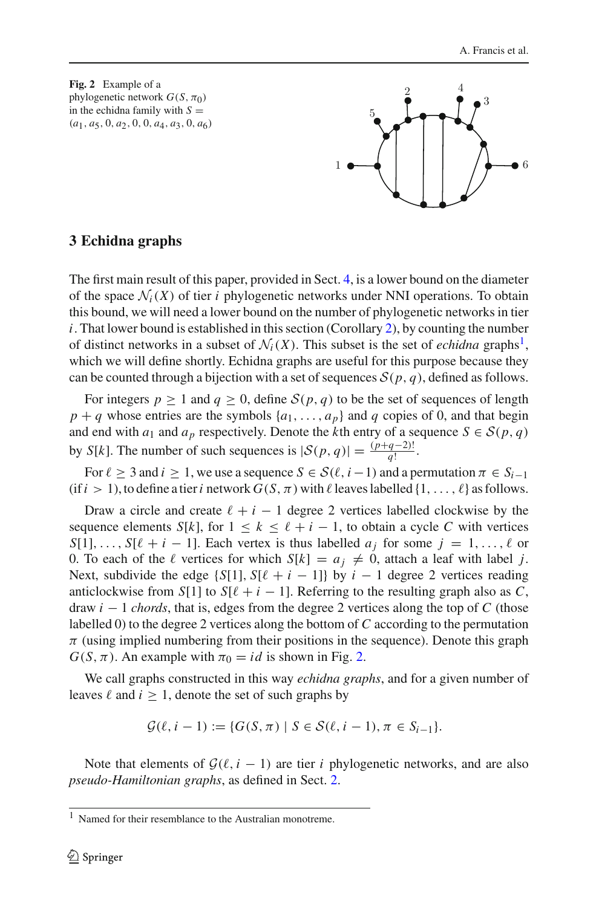**Fig. 2** Example of a phylogenetic network $G(S, \pi_0)$ in the echidna family with $S = (a_1, a_5, 0, a_2, 0, 0, a_4, a_3, 0, a_6)$

## 3 Echidna graphs

The first main result of this paper, provided in Sect. 4, is a lower bound on the diameter of the space $\mathcal{N}_i(X)$ of tier $i$ phylogenetic networks under NNI operations. To obtain this bound, we will need a lower bound on the number of phylogenetic networks in tier $i$. That lower bound is established in this section (Corollary 2), by counting the number of distinct networks in a subset of $\mathcal{N}_i(X)$. This subset is the set of *echidna* graphs[1], which we will define shortly. Echidna graphs are useful for this purpose because they can be counted through a bijection with a set of sequences $\mathcal{S}(p, q)$, defined as follows.

For integers $p \geq 1$ and $q \geq 0$, define $\mathcal{S}(p, q)$ to be the set of sequences of length $p + q$ whose entries are the symbols $\{a_1, \ldots, a_p\}$ and $q$ copies of 0, and that begin and end with $a_1$ and $a_p$ respectively. Denote the $k$th entry of a sequence $S \in \mathcal{S}(p, q)$ by $S[k]$. The number of such sequences is $|\mathcal{S}(p, q)| = \frac{(p+q-2)!}{q!}$.

For $\ell \geq 3$ and $i \geq 1$, we use a sequence $S \in \mathcal{S}(\ell, i-1)$ and a permutation $\pi \in S_{i-1}$ (if $i > 1$), to define a tier $i$ network $G(S, \pi)$ with $\ell$ leaves labelled $\{1, \ldots, \ell\}$ as follows.

Draw a circle and create $\ell + i - 1$ degree 2 vertices labelled clockwise by the sequence elements $S[k]$, for $1 \leq k \leq \ell + i - 1$, to obtain a cycle $C$ with vertices $S[1], \ldots, S[\ell + i - 1]$. Each vertex is thus labelled $a_j$ for some $j = 1, \ldots, \ell$ or 0. To each of the $\ell$ vertices for which $S[k] = a_j \neq 0$, attach a leaf with label $j$. Next, subdivide the edge $\{S[1], S[\ell + i - 1]\}$ by $i - 1$ degree 2 vertices reading anticlockwise from $S[1]$ to $S[\ell + i - 1]$. Referring to the resulting graph also as $C$, draw $i - 1$ *chords*, that is, edges from the degree 2 vertices along the top of $C$ (those labelled 0) to the degree 2 vertices along the bottom of $C$ according to the permutation $\pi$ (using implied numbering from their positions in the sequence). Denote this graph $G(S, \pi)$. An example with $\pi_0 = id$ is shown in Fig. 2.

We call graphs constructed in this way *echidna graphs*, and for a given number of leaves $\ell$ and $i \geq 1$, denote the set of such graphs by

$$\mathcal{G}(\ell, i-1) := \{G(S, \pi) \mid S \in \mathcal{S}(\ell, i-1), \pi \in S_{i-1}\}.$$

Note that elements of $\mathcal{G}(\ell, i-1)$ are tier $i$ phylogenetic networks, and are also *pseudo-Hamiltonian graphs*, as defined in Sect. 2.

[1] Named for their resemblance to the Australian monotreme.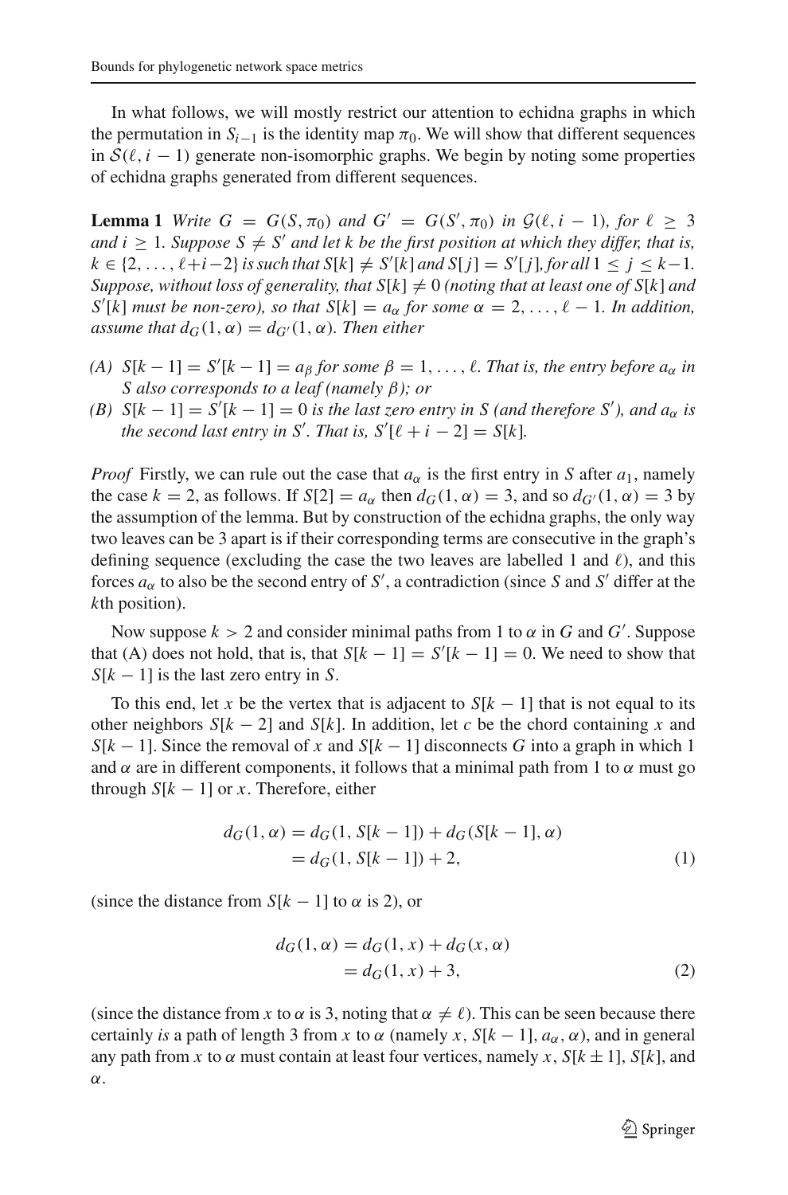In what follows, we will mostly restrict our attention to echidna graphs in which the permutation in $S_{i-1}$ is the identity map $\pi_0$. We will show that different sequences in $\mathcal{S}(\ell, i-1)$ generate non-isomorphic graphs. We begin by noting some properties of echidna graphs generated from different sequences.

**Lemma 1** *Write $G = G(S, \pi_0)$ and $G' = G(S', \pi_0)$ in $\mathcal{G}(\ell, i-1)$, for $\ell \geq 3$ and $i \geq 1$. Suppose $S \neq S'$ and let $k$ be the first position at which they differ, that is, $k \in \{2, \ldots, \ell+i-2\}$ is such that $S[k] \neq S'[k]$ and $S[j] = S'[j]$, for all $1 \leq j \leq k-1$. Suppose, without loss of generality, that $S[k] \neq 0$ (noting that at least one of $S[k]$ and $S'[k]$ must be non-zero), so that $S[k] = a_\alpha$ for some $\alpha = 2, \ldots, \ell-1$. In addition, assume that $d_G(1, \alpha) = d_{G'}(1, \alpha)$. Then either*

- *(A) $S[k-1] = S'[k-1] = a_\beta$ for some $\beta = 1, \ldots, \ell$. That is, the entry before $a_\alpha$ in $S$ also corresponds to a leaf (namely $\beta$); or*
- *(B) $S[k-1] = S'[k-1] = 0$ is the last zero entry in $S$ (and therefore $S'$), and $a_\alpha$ is the second last entry in $S'$. That is, $S'[\ell+i-2] = S[k]$.*

*Proof* Firstly, we can rule out the case that $a_\alpha$ is the first entry in $S$ after $a_1$, namely the case $k = 2$, as follows. If $S[2] = a_\alpha$ then $d_G(1, \alpha) = 3$, and so $d_{G'}(1, \alpha) = 3$ by the assumption of the lemma. But by construction of the echidna graphs, the only way two leaves can be 3 apart is if their corresponding terms are consecutive in the graph's defining sequence (excluding the case the two leaves are labelled 1 and $\ell$), and this forces $a_\alpha$ to also be the second entry of $S'$, a contradiction (since $S$ and $S'$ differ at the $k$th position).

Now suppose $k > 2$ and consider minimal paths from 1 to $\alpha$ in $G$ and $G'$. Suppose that (A) does not hold, that is, that $S[k-1] = S'[k-1] = 0$. We need to show that $S[k-1]$ is the last zero entry in $S$.

To this end, let $x$ be the vertex that is adjacent to $S[k-1]$ that is not equal to its other neighbors $S[k-2]$ and $S[k]$. In addition, let $c$ be the chord containing $x$ and $S[k-1]$. Since the removal of $x$ and $S[k-1]$ disconnects $G$ into a graph in which 1 and $\alpha$ are in different components, it follows that a minimal path from 1 to $\alpha$ must go through $S[k-1]$ or $x$. Therefore, either

$$\begin{aligned} d_G(1, \alpha) &= d_G(1, S[k-1]) + d_G(S[k-1], \alpha) \\ &= d_G(1, S[k-1]) + 2, \end{aligned} \tag{1}$$

(since the distance from $S[k-1]$ to $\alpha$ is 2), or

$$\begin{aligned} d_G(1, \alpha) &= d_G(1, x) + d_G(x, \alpha) \\ &= d_G(1, x) + 3, \end{aligned} \tag{2}$$

(since the distance from $x$ to $\alpha$ is 3, noting that $\alpha \neq \ell$). This can be seen because there certainly *is* a path of length 3 from $x$ to $\alpha$ (namely $x$, $S[k-1]$, $a_\alpha$, $\alpha$), and in general any path from $x$ to $\alpha$ must contain at least four vertices, namely $x$, $S[k \pm 1]$, $S[k]$, and $\alpha$.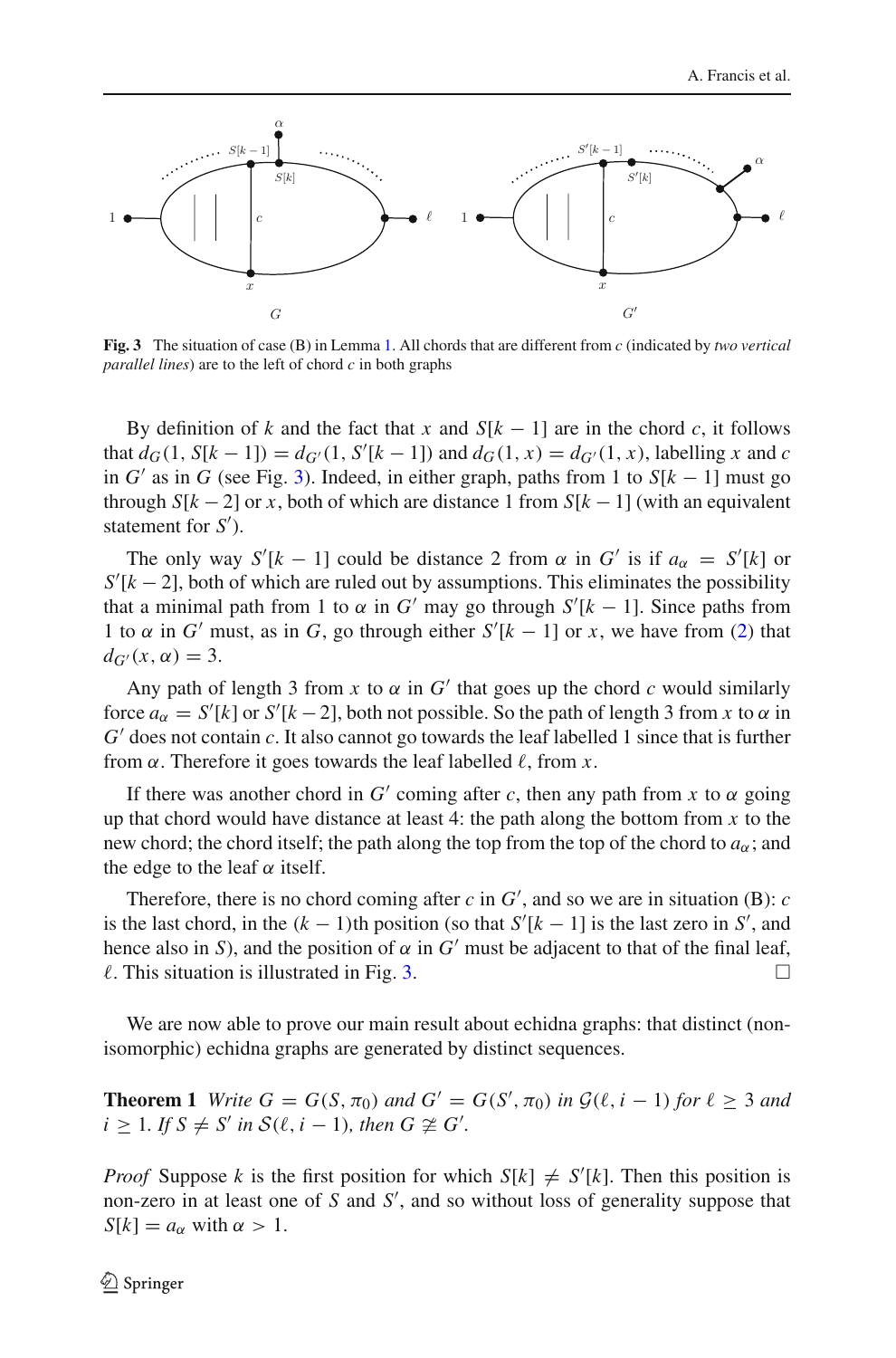**Fig. 3** The situation of case (B) in Lemma 1. All chords that are different from $c$ (indicated by *two vertical parallel lines*) are to the left of chord $c$ in both graphs

By definition of $k$ and the fact that $x$ and $S[k-1]$ are in the chord $c$, it follows that $d_G(1, S[k-1]) = d_{G'}(1, S'[k-1])$ and $d_G(1, x) = d_{G'}(1, x)$, labelling $x$ and $c$ in $G'$ as in $G$ (see Fig. 3). Indeed, in either graph, paths from 1 to $S[k-1]$ must go through $S[k-2]$ or $x$, both of which are distance 1 from $S[k-1]$ (with an equivalent statement for $S'$).

The only way $S'[k-1]$ could be distance 2 from $\alpha$ in $G'$ is if $a_\alpha = S'[k]$ or $S'[k-2]$, both of which are ruled out by assumptions. This eliminates the possibility that a minimal path from 1 to $\alpha$ in $G'$ may go through $S'[k-1]$. Since paths from 1 to $\alpha$ in $G'$ must, as in $G$, go through either $S'[k-1]$ or $x$, we have from (2) that $d_{G'}(x, \alpha) = 3$.

Any path of length 3 from $x$ to $\alpha$ in $G'$ that goes up the chord $c$ would similarly force $a_\alpha = S'[k]$ or $S'[k-2]$, both not possible. So the path of length 3 from $x$ to $\alpha$ in $G'$ does not contain $c$. It also cannot go towards the leaf labelled 1 since that is further from $\alpha$. Therefore it goes towards the leaf labelled $\ell$, from $x$.

If there was another chord in $G'$ coming after $c$, then any path from $x$ to $\alpha$ going up that chord would have distance at least 4: the path along the bottom from $x$ to the new chord; the chord itself; the path along the top from the top of the chord to $a_\alpha$; and the edge to the leaf $\alpha$ itself.

Therefore, there is no chord coming after $c$ in $G'$, and so we are in situation (B): $c$ is the last chord, in the $(k-1)$th position (so that $S'[k-1]$ is the last zero in $S'$, and hence also in $S$), and the position of $\alpha$ in $G'$ must be adjacent to that of the final leaf, $\ell$. This situation is illustrated in Fig. 3. $\square$

We are now able to prove our main result about echidna graphs: that distinct (non-isomorphic) echidna graphs are generated by distinct sequences.

**Theorem 1** *Write $G = G(S, \pi_0)$ and $G' = G(S', \pi_0)$ in $\mathcal{G}(\ell, i-1)$ for $\ell \geq 3$ and $i \geq 1$. If $S \neq S'$ in $\mathcal{S}(\ell, i-1)$, then $G \not\cong G'$.*

*Proof* Suppose $k$ is the first position for which $S[k] \neq S'[k]$. Then this position is non-zero in at least one of $S$ and $S'$, and so without loss of generality suppose that $S[k] = a_\alpha$ with $\alpha > 1$.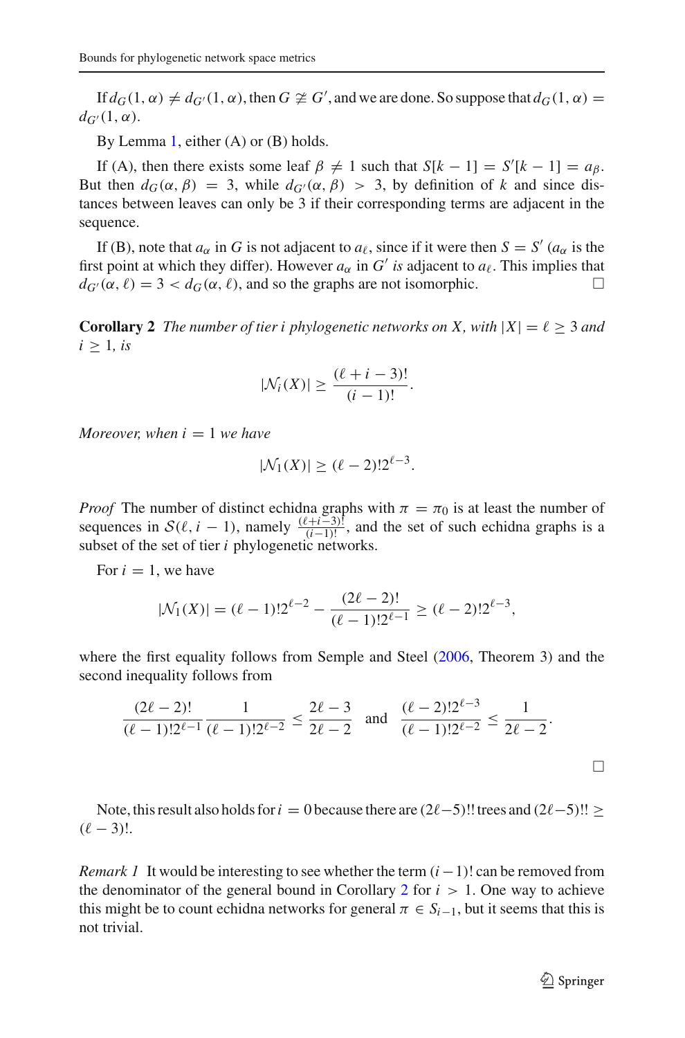If $d_G(1, \alpha) \neq d_{G'}(1, \alpha)$, then $G \not\cong G'$, and we are done. So suppose that $d_G(1, \alpha) = d_{G'}(1, \alpha)$.

By Lemma 1, either (A) or (B) holds.

If (A), then there exists some leaf $\beta \neq 1$ such that $S[k-1] = S'[k-1] = a_\beta$. But then $d_G(\alpha, \beta) = 3$, while $d_{G'}(\alpha, \beta) > 3$, by definition of $k$ and since distances between leaves can only be 3 if their corresponding terms are adjacent in the sequence.

If (B), note that $a_\alpha$ in $G$ is not adjacent to $a_\ell$, since if it were then $S = S'$ ($a_\alpha$ is the first point at which they differ). However $a_\alpha$ in $G'$ *is* adjacent to $a_\ell$. This implies that $d_{G'}(\alpha, \ell) = 3 < d_G(\alpha, \ell)$, and so the graphs are not isomorphic. □

**Corollary 2** *The number of tier $i$ phylogenetic networks on $X$, with $|X| = \ell \geq 3$ and $i \geq 1$, is*

$$|\mathcal{N}_i(X)| \geq \frac{(\ell + i - 3)!}{(i-1)!}.$$

*Moreover, when $i = 1$ we have*

$$|\mathcal{N}_1(X)| \geq (\ell - 2)! 2^{\ell - 3}.$$

*Proof* The number of distinct echidna graphs with $\pi = \pi_0$ is at least the number of sequences in $\mathcal{S}(\ell, i-1)$, namely $\frac{(\ell+i-3)!}{(i-1)!}$, and the set of such echidna graphs is a subset of the set of tier $i$ phylogenetic networks.

For $i = 1$, we have

$$|\mathcal{N}_1(X)| = (\ell - 1)! 2^{\ell - 2} - \frac{(2\ell - 2)!}{(\ell - 1)! 2^{\ell - 1}} \geq (\ell - 2)! 2^{\ell - 3},$$

where the first equality follows from Semple and Steel (2006, Theorem 3) and the second inequality follows from

$$\frac{(2\ell - 2)!}{(\ell - 1)! 2^{\ell - 1}} \frac{1}{(\ell - 1)! 2^{\ell - 2}} \leq \frac{2\ell - 3}{2\ell - 2} \quad \text{and} \quad \frac{(\ell - 2)! 2^{\ell - 3}}{(\ell - 1)! 2^{\ell - 2}} \leq \frac{1}{2\ell - 2}.$$

□

Note, this result also holds for $i = 0$ because there are $(2\ell - 5)!!$ trees and $(2\ell - 5)!! \geq (\ell - 3)!$.

*Remark 1* It would be interesting to see whether the term $(i-1)!$ can be removed from the denominator of the general bound in Corollary 2 for $i > 1$. One way to achieve this might be to count echidna networks for general $\pi \in S_{i-1}$, but it seems that this is not trivial.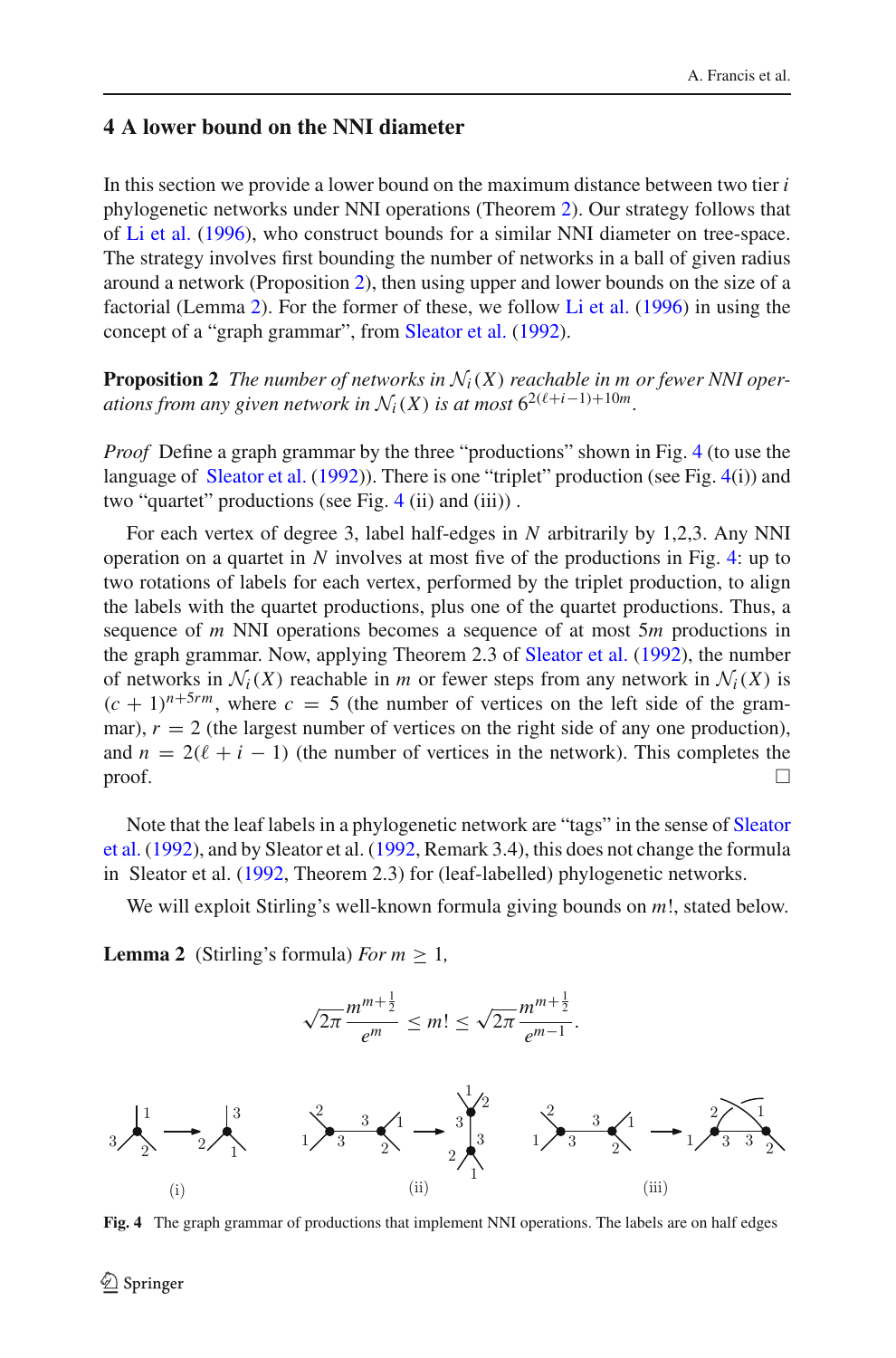## 4 A lower bound on the NNI diameter

In this section we provide a lower bound on the maximum distance between two tier $i$ phylogenetic networks under NNI operations (Theorem 2). Our strategy follows that of Li et al. (1996), who construct bounds for a similar NNI diameter on tree-space. The strategy involves first bounding the number of networks in a ball of given radius around a network (Proposition 2), then using upper and lower bounds on the size of a factorial (Lemma 2). For the former of these, we follow Li et al. (1996) in using the concept of a "graph grammar", from Sleator et al. (1992).

**Proposition 2** *The number of networks in $\mathcal{N}_i(X)$ reachable in $m$ or fewer NNI operations from any given network in $\mathcal{N}_i(X)$ is at most $6^{2(\ell+i-1)+10m}$.*

*Proof* Define a graph grammar by the three "productions" shown in Fig. 4 (to use the language of Sleator et al. (1992)). There is one "triplet" production (see Fig. 4(i)) and two "quartet" productions (see Fig. 4 (ii) and (iii)) .

For each vertex of degree 3, label half-edges in $N$ arbitrarily by 1,2,3. Any NNI operation on a quartet in $N$ involves at most five of the productions in Fig. 4: up to two rotations of labels for each vertex, performed by the triplet production, to align the labels with the quartet productions, plus one of the quartet productions. Thus, a sequence of $m$ NNI operations becomes a sequence of at most $5m$ productions in the graph grammar. Now, applying Theorem 2.3 of Sleator et al. (1992), the number of networks in $\mathcal{N}_i(X)$ reachable in $m$ or fewer steps from any network in $\mathcal{N}_i(X)$ is $(c+1)^{n+5rm}$, where $c = 5$ (the number of vertices on the left side of the grammar), $r = 2$ (the largest number of vertices on the right side of any one production), and $n = 2(\ell + i - 1)$ (the number of vertices in the network). This completes the proof. □

Note that the leaf labels in a phylogenetic network are "tags" in the sense of Sleator et al. (1992), and by Sleator et al. (1992, Remark 3.4), this does not change the formula in Sleator et al. (1992, Theorem 2.3) for (leaf-labelled) phylogenetic networks.

We will exploit Stirling's well-known formula giving bounds on $m!$, stated below.

**Lemma 2** (Stirling's formula) *For $m \geq 1$,*

$$\sqrt{2\pi}\frac{m^{m+\frac{1}{2}}}{e^m} \leq m! \leq \sqrt{2\pi}\frac{m^{m+\frac{1}{2}}}{e^{m-1}}.$$

**Fig. 4** The graph grammar of productions that implement NNI operations. The labels are on half edges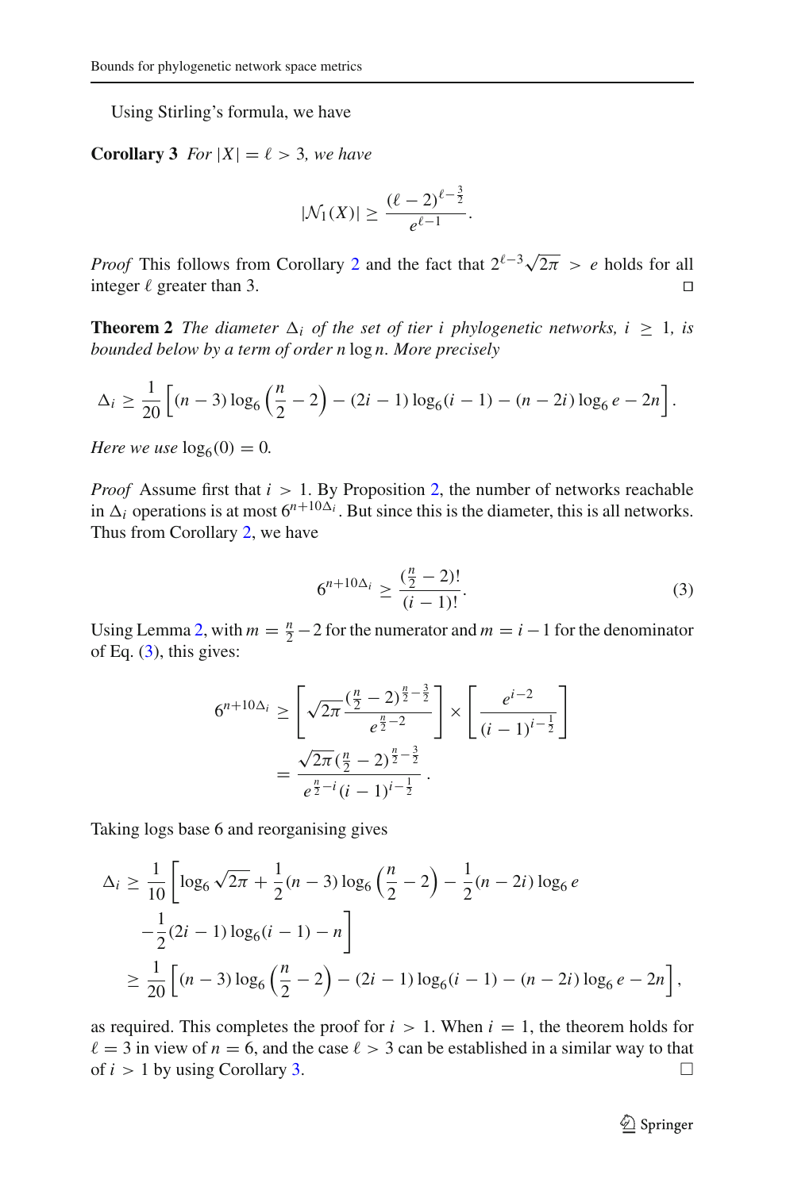Using Stirling's formula, we have

**Corollary 3** *For $|X| = \ell > 3$, we have*

$$|\mathcal{N}_1(X)| \geq \frac{(\ell - 2)^{\ell - \frac{3}{2}}}{e^{\ell - 1}}.$$

*Proof* This follows from Corollary 2 and the fact that $2^{\ell-3}\sqrt{2\pi} > e$ holds for all integer $\ell$ greater than 3. □

**Theorem 2** *The diameter $\Delta_i$ of the set of tier $i$ phylogenetic networks, $i \geq 1$, is bounded below by a term of order $n \log n$. More precisely*

$$\Delta_i \geq \frac{1}{20}\left[(n-3)\log_6\left(\frac{n}{2} - 2\right) - (2i-1)\log_6(i-1) - (n-2i)\log_6 e - 2n\right].$$

*Here we use $\log_6(0) = 0$.*

*Proof* Assume first that $i > 1$. By Proposition 2, the number of networks reachable in $\Delta_i$ operations is at most $6^{n+10\Delta_i}$. But since this is the diameter, this is all networks. Thus from Corollary 2, we have

$$6^{n+10\Delta_i} \geq \frac{(\frac{n}{2} - 2)!}{(i-1)!}. \tag{3}$$

Using Lemma 2, with $m = \frac{n}{2} - 2$ for the numerator and $m = i - 1$ for the denominator of Eq. (3), this gives:

$$\begin{aligned}
6^{n+10\Delta_i} &\geq \left[\sqrt{2\pi}\frac{(\frac{n}{2}-2)^{\frac{n}{2}-\frac{3}{2}}}{e^{\frac{n}{2}-2}}\right] \times \left[\frac{e^{i-2}}{(i-1)^{i-\frac{1}{2}}}\right] \\
&= \frac{\sqrt{2\pi}(\frac{n}{2}-2)^{\frac{n}{2}-\frac{3}{2}}}{e^{\frac{n}{2}-i}(i-1)^{i-\frac{1}{2}}}.
\end{aligned}$$

Taking logs base 6 and reorganising gives

$$\begin{aligned}
\Delta_i &\geq \frac{1}{10}\left[\log_6\sqrt{2\pi} + \frac{1}{2}(n-3)\log_6\left(\frac{n}{2}-2\right) - \frac{1}{2}(n-2i)\log_6 e \right. \\
&\quad \left. -\frac{1}{2}(2i-1)\log_6(i-1) - n\right] \\
&\geq \frac{1}{20}\left[(n-3)\log_6\left(\frac{n}{2}-2\right) - (2i-1)\log_6(i-1) - (n-2i)\log_6 e - 2n\right],
\end{aligned}$$

as required. This completes the proof for $i > 1$. When $i = 1$, the theorem holds for $\ell = 3$ in view of $n = 6$, and the case $\ell > 3$ can be established in a similar way to that of $i > 1$ by using Corollary 3. □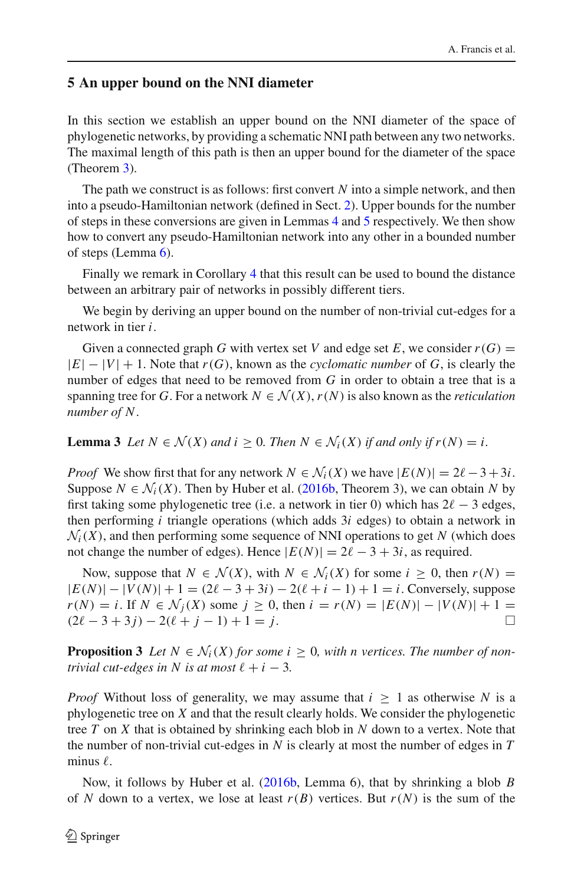## 5 An upper bound on the NNI diameter

In this section we establish an upper bound on the NNI diameter of the space of phylogenetic networks, by providing a schematic NNI path between any two networks. The maximal length of this path is then an upper bound for the diameter of the space (Theorem 3).

The path we construct is as follows: first convert $N$ into a simple network, and then into a pseudo-Hamiltonian network (defined in Sect. 2). Upper bounds for the number of steps in these conversions are given in Lemmas 4 and 5 respectively. We then show how to convert any pseudo-Hamiltonian network into any other in a bounded number of steps (Lemma 6).

Finally we remark in Corollary 4 that this result can be used to bound the distance between an arbitrary pair of networks in possibly different tiers.

We begin by deriving an upper bound on the number of non-trivial cut-edges for a network in tier $i$.

Given a connected graph $G$ with vertex set $V$ and edge set $E$, we consider $r(G) = |E| - |V| + 1$. Note that $r(G)$, known as the *cyclomatic number* of $G$, is clearly the number of edges that need to be removed from $G$ in order to obtain a tree that is a spanning tree for $G$. For a network $N \in \mathcal{N}(X)$, $r(N)$ is also known as the *reticulation number of $N$*.

**Lemma 3** *Let $N \in \mathcal{N}(X)$ and $i \geq 0$. Then $N \in \mathcal{N}_i(X)$ if and only if $r(N) = i$.*

*Proof* We show first that for any network $N \in \mathcal{N}_i(X)$ we have $|E(N)| = 2\ell - 3 + 3i$. Suppose $N \in \mathcal{N}_i(X)$. Then by Huber et al. (2016b, Theorem 3), we can obtain $N$ by first taking some phylogenetic tree (i.e. a network in tier 0) which has $2\ell - 3$ edges, then performing $i$ triangle operations (which adds $3i$ edges) to obtain a network in $\mathcal{N}_i(X)$, and then performing some sequence of NNI operations to get $N$ (which does not change the number of edges). Hence $|E(N)| = 2\ell - 3 + 3i$, as required.

Now, suppose that $N \in \mathcal{N}(X)$, with $N \in \mathcal{N}_i(X)$ for some $i \geq 0$, then $r(N) = |E(N)| - |V(N)| + 1 = (2\ell - 3 + 3i) - 2(\ell + i - 1) + 1 = i$. Conversely, suppose $r(N) = i$. If $N \in \mathcal{N}_j(X)$ some $j \geq 0$, then $i = r(N) = |E(N)| - |V(N)| + 1 = (2\ell - 3 + 3j) - 2(\ell + j - 1) + 1 = j$. □

**Proposition 3** *Let $N \in \mathcal{N}_i(X)$ for some $i \geq 0$, with $n$ vertices. The number of non-trivial cut-edges in $N$ is at most $\ell + i - 3$.*

*Proof* Without loss of generality, we may assume that $i \geq 1$ as otherwise $N$ is a phylogenetic tree on $X$ and that the result clearly holds. We consider the phylogenetic tree $T$ on $X$ that is obtained by shrinking each blob in $N$ down to a vertex. Note that the number of non-trivial cut-edges in $N$ is clearly at most the number of edges in $T$ minus $\ell$.

Now, it follows by Huber et al. (2016b, Lemma 6), that by shrinking a blob $B$ of $N$ down to a vertex, we lose at least $r(B)$ vertices. But $r(N)$ is the sum of the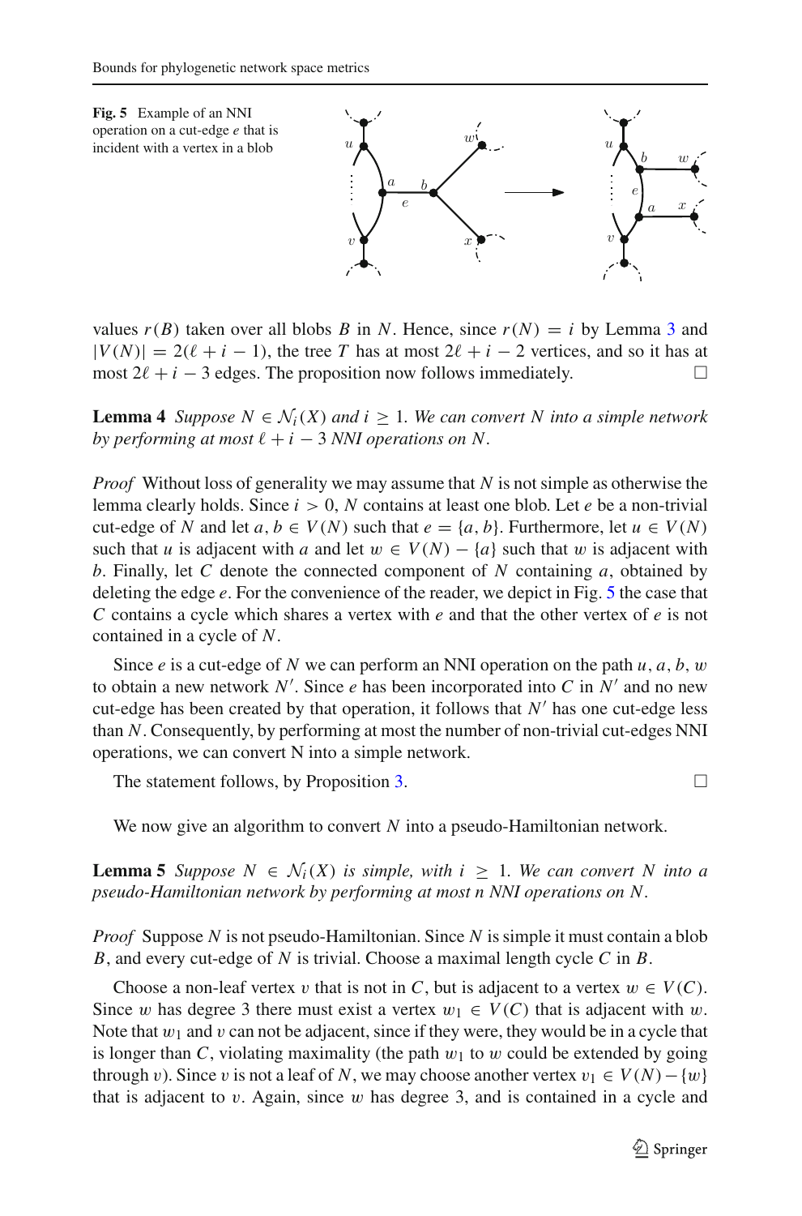**Fig. 5** Example of an NNI operation on a cut-edge $e$ that is incident with a vertex in a blob

values $r(B)$ taken over all blobs $B$ in $N$. Hence, since $r(N) = i$ by Lemma 3 and $|V(N)| = 2(\ell + i - 1)$, the tree $T$ has at most $2\ell + i - 2$ vertices, and so it has at most $2\ell + i - 3$ edges. The proposition now follows immediately. □

**Lemma 4** *Suppose $N \in \mathcal{N}_i(X)$ and $i \geq 1$. We can convert $N$ into a simple network by performing at most $\ell + i - 3$ NNI operations on $N$.*

*Proof* Without loss of generality we may assume that $N$ is not simple as otherwise the lemma clearly holds. Since $i > 0$, $N$ contains at least one blob. Let $e$ be a non-trivial cut-edge of $N$ and let $a, b \in V(N)$ such that $e = \{a, b\}$. Furthermore, let $u \in V(N)$ such that $u$ is adjacent with $a$ and let $w \in V(N) - \{a\}$ such that $w$ is adjacent with $b$. Finally, let $C$ denote the connected component of $N$ containing $a$, obtained by deleting the edge $e$. For the convenience of the reader, we depict in Fig. 5 the case that $C$ contains a cycle which shares a vertex with $e$ and that the other vertex of $e$ is not contained in a cycle of $N$.

Since $e$ is a cut-edge of $N$ we can perform an NNI operation on the path $u, a, b, w$ to obtain a new network $N'$. Since $e$ has been incorporated into $C$ in $N'$ and no new cut-edge has been created by that operation, it follows that $N'$ has one cut-edge less than $N$. Consequently, by performing at most the number of non-trivial cut-edges NNI operations, we can convert N into a simple network.

The statement follows, by Proposition 3. □

We now give an algorithm to convert $N$ into a pseudo-Hamiltonian network.

**Lemma 5** *Suppose $N \in \mathcal{N}_i(X)$ is simple, with $i \geq 1$. We can convert $N$ into a pseudo-Hamiltonian network by performing at most $n$ NNI operations on $N$.*

*Proof* Suppose $N$ is not pseudo-Hamiltonian. Since $N$ is simple it must contain a blob $B$, and every cut-edge of $N$ is trivial. Choose a maximal length cycle $C$ in $B$.

Choose a non-leaf vertex $v$ that is not in $C$, but is adjacent to a vertex $w \in V(C)$. Since $w$ has degree 3 there must exist a vertex $w_1 \in V(C)$ that is adjacent with $w$. Note that $w_1$ and $v$ can not be adjacent, since if they were, they would be in a cycle that is longer than $C$, violating maximality (the path $w_1$ to $w$ could be extended by going through $v$). Since $v$ is not a leaf of $N$, we may choose another vertex $v_1 \in V(N) - \{w\}$ that is adjacent to $v$. Again, since $w$ has degree 3, and is contained in a cycle and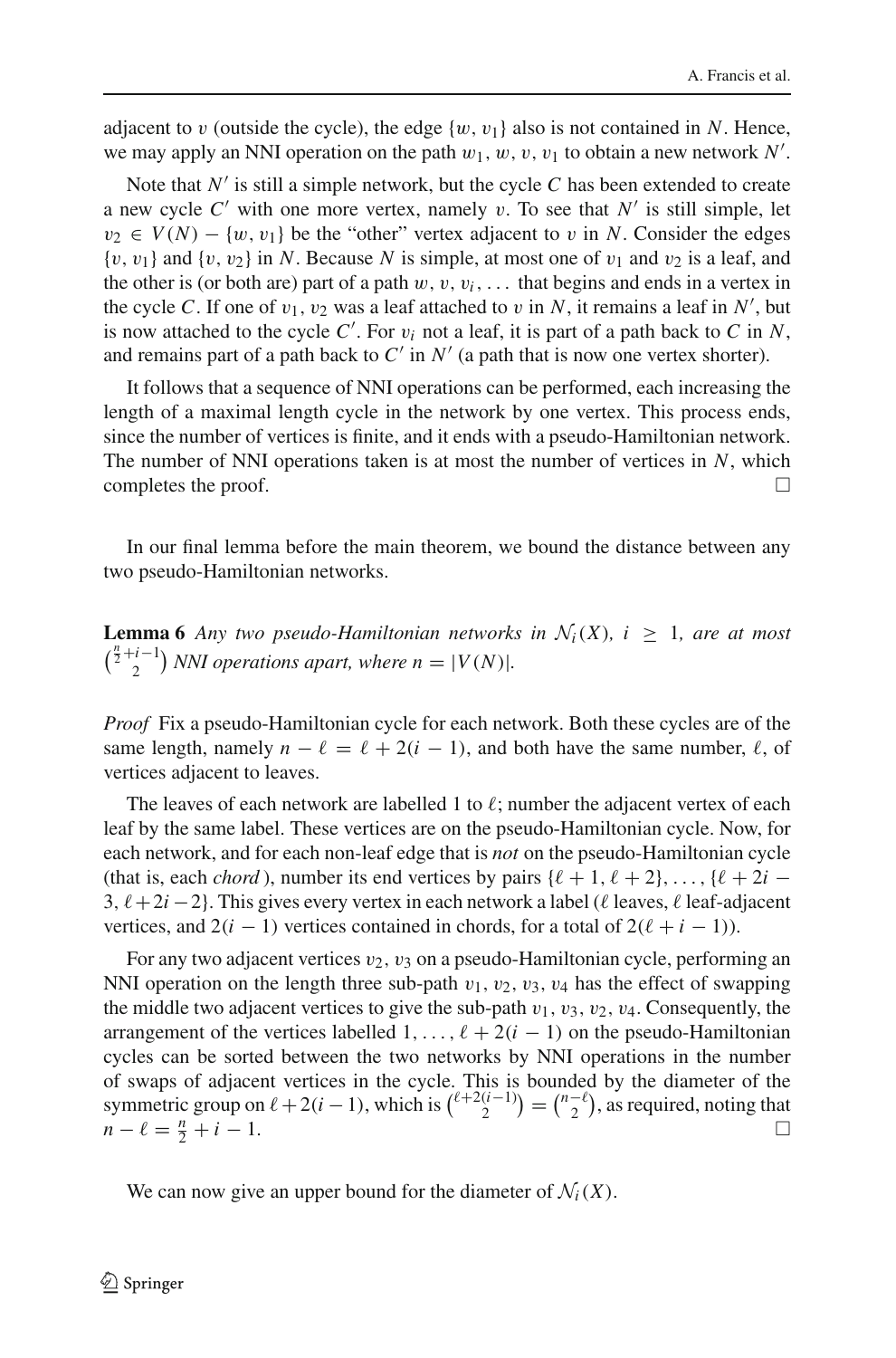adjacent to $v$ (outside the cycle), the edge $\{w, v_1\}$ also is not contained in $N$. Hence, we may apply an NNI operation on the path $w_1, w, v, v_1$ to obtain a new network $N'$.

Note that $N'$ is still a simple network, but the cycle $C$ has been extended to create a new cycle $C'$ with one more vertex, namely $v$. To see that $N'$ is still simple, let $v_2 \in V(N) - \{w, v_1\}$ be the "other" vertex adjacent to $v$ in $N$. Consider the edges $\{v, v_1\}$ and $\{v, v_2\}$ in $N$. Because $N$ is simple, at most one of $v_1$ and $v_2$ is a leaf, and the other is (or both are) part of a path $w, v, v_i, \ldots$ that begins and ends in a vertex in the cycle $C$. If one of $v_1, v_2$ was a leaf attached to $v$ in $N$, it remains a leaf in $N'$, but is now attached to the cycle $C'$. For $v_i$ not a leaf, it is part of a path back to $C$ in $N$, and remains part of a path back to $C'$ in $N'$ (a path that is now one vertex shorter).

It follows that a sequence of NNI operations can be performed, each increasing the length of a maximal length cycle in the network by one vertex. This process ends, since the number of vertices is finite, and it ends with a pseudo-Hamiltonian network. The number of NNI operations taken is at most the number of vertices in $N$, which completes the proof. □

In our final lemma before the main theorem, we bound the distance between any two pseudo-Hamiltonian networks.

**Lemma 6** *Any two pseudo-Hamiltonian networks in $\mathcal{N}_i(X)$, $i \geq 1$, are at most $\binom{\frac{n}{2}+i-1}{2}$ NNI operations apart, where $n = |V(N)|$.*

*Proof* Fix a pseudo-Hamiltonian cycle for each network. Both these cycles are of the same length, namely $n - \ell = \ell + 2(i - 1)$, and both have the same number, $\ell$, of vertices adjacent to leaves.

The leaves of each network are labelled 1 to $\ell$; number the adjacent vertex of each leaf by the same label. These vertices are on the pseudo-Hamiltonian cycle. Now, for each network, and for each non-leaf edge that is *not* on the pseudo-Hamiltonian cycle (that is, each *chord*), number its end vertices by pairs $\{\ell+1, \ell+2\}, \ldots, \{\ell+2i-3, \ell+2i-2\}$. This gives every vertex in each network a label ($\ell$ leaves, $\ell$ leaf-adjacent vertices, and $2(i-1)$ vertices contained in chords, for a total of $2(\ell + i - 1)$).

For any two adjacent vertices $v_2, v_3$ on a pseudo-Hamiltonian cycle, performing an NNI operation on the length three sub-path $v_1, v_2, v_3, v_4$ has the effect of swapping the middle two adjacent vertices to give the sub-path $v_1, v_3, v_2, v_4$. Consequently, the arrangement of the vertices labelled $1, \ldots, \ell + 2(i-1)$ on the pseudo-Hamiltonian cycles can be sorted between the two networks by NNI operations in the number of swaps of adjacent vertices in the cycle. This is bounded by the diameter of the symmetric group on $\ell + 2(i-1)$, which is $\binom{\ell+2(i-1)}{2} = \binom{n-\ell}{2}$, as required, noting that $n - \ell = \frac{n}{2} + i - 1$. □

We can now give an upper bound for the diameter of $\mathcal{N}_i(X)$.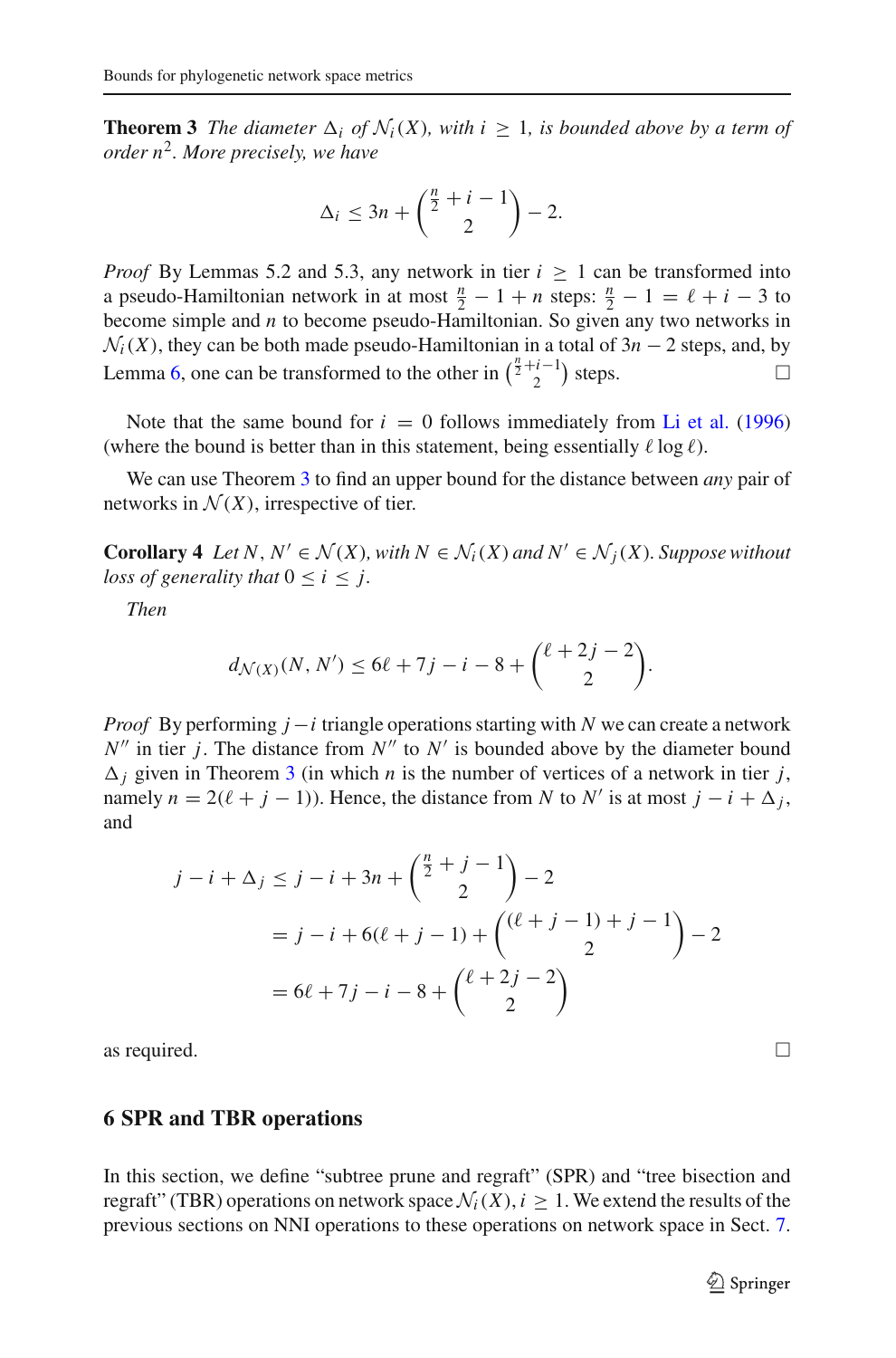**Theorem 3** *The diameter $\Delta_i$ of $\mathcal{N}_i(X)$, with $i \geq 1$, is bounded above by a term of order $n^2$. More precisely, we have*

$$\Delta_i \leq 3n + \binom{\frac{n}{2} + i - 1}{2} - 2.$$

*Proof* By Lemmas 5.2 and 5.3, any network in tier $i \geq 1$ can be transformed into a pseudo-Hamiltonian network in at most $\frac{n}{2} - 1 + n$ steps: $\frac{n}{2} - 1 = \ell + i - 3$ to become simple and $n$ to become pseudo-Hamiltonian. So given any two networks in $\mathcal{N}_i(X)$, they can be both made pseudo-Hamiltonian in a total of $3n - 2$ steps, and, by Lemma 6, one can be transformed to the other in $\binom{\frac{n}{2}+i-1}{2}$ steps. □

Note that the same bound for $i = 0$ follows immediately from Li et al. (1996) (where the bound is better than in this statement, being essentially $\ell \log \ell$).

We can use Theorem 3 to find an upper bound for the distance between *any* pair of networks in $\mathcal{N}(X)$, irrespective of tier.

**Corollary 4** *Let $N, N' \in \mathcal{N}(X)$, with $N \in \mathcal{N}_i(X)$ and $N' \in \mathcal{N}_j(X)$. Suppose without loss of generality that $0 \leq i \leq j$.*

*Then*

$$d_{\mathcal{N}(X)}(N, N') \leq 6\ell + 7j - i - 8 + \binom{\ell + 2j - 2}{2}.$$

*Proof* By performing $j - i$ triangle operations starting with $N$ we can create a network $N''$ in tier $j$. The distance from $N''$ to $N'$ is bounded above by the diameter bound $\Delta_j$ given in Theorem 3 (in which $n$ is the number of vertices of a network in tier $j$, namely $n = 2(\ell + j - 1)$). Hence, the distance from $N$ to $N'$ is at most $j - i + \Delta_j$, and

$$\begin{aligned}
j - i + \Delta_j &\leq j - i + 3n + \binom{\frac{n}{2} + j - 1}{2} - 2 \\
&= j - i + 6(\ell + j - 1) + \binom{(\ell + j - 1) + j - 1}{2} - 2 \\
&= 6\ell + 7j - i - 8 + \binom{\ell + 2j - 2}{2}
\end{aligned}$$

as required. □

## 6 SPR and TBR operations

In this section, we define "subtree prune and regraft" (SPR) and "tree bisection and regraft" (TBR) operations on network space $\mathcal{N}_i(X)$, $i \geq 1$. We extend the results of the previous sections on NNI operations to these operations on network space in Sect. 7.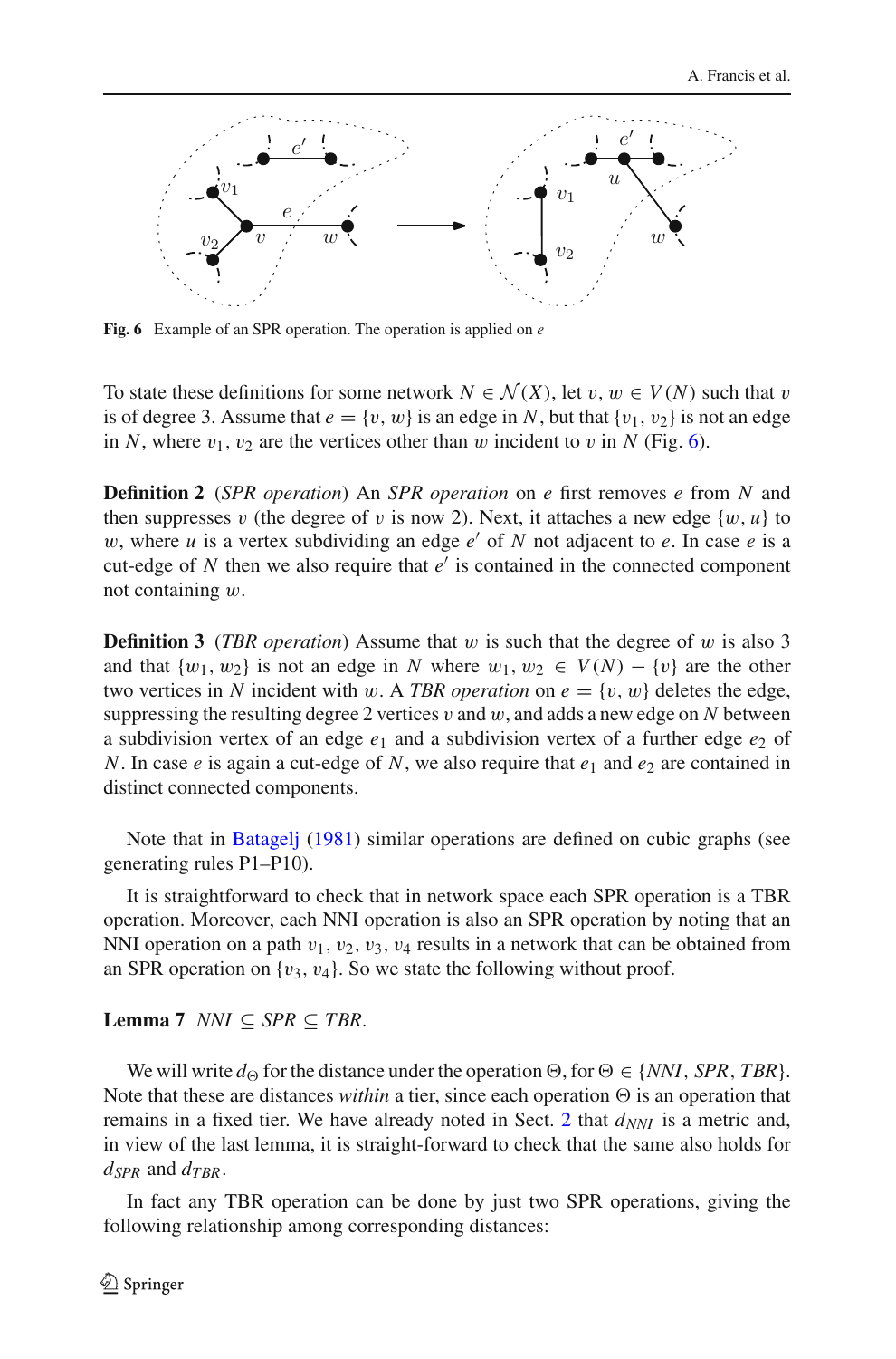**Fig. 6** Example of an SPR operation. The operation is applied on $e$

To state these definitions for some network $N \in \mathcal{N}(X)$, let $v, w \in V(N)$ such that $v$ is of degree 3. Assume that $e = \{v, w\}$ is an edge in $N$, but that $\{v_1, v_2\}$ is not an edge in $N$, where $v_1, v_2$ are the vertices other than $w$ incident to $v$ in $N$ (Fig. 6).

**Definition 2** (*SPR operation*) An *SPR operation* on $e$ first removes $e$ from $N$ and then suppresses $v$ (the degree of $v$ is now 2). Next, it attaches a new edge $\{w, u\}$ to $w$, where $u$ is a vertex subdividing an edge $e'$ of $N$ not adjacent to $e$. In case $e$ is a cut-edge of $N$ then we also require that $e'$ is contained in the connected component not containing $w$.

**Definition 3** (*TBR operation*) Assume that $w$ is such that the degree of $w$ is also 3 and that $\{w_1, w_2\}$ is not an edge in $N$ where $w_1, w_2 \in V(N) - \{v\}$ are the other two vertices in $N$ incident with $w$. A *TBR operation* on $e = \{v, w\}$ deletes the edge, suppressing the resulting degree 2 vertices $v$ and $w$, and adds a new edge on $N$ between a subdivision vertex of an edge $e_1$ and a subdivision vertex of a further edge $e_2$ of $N$. In case $e$ is again a cut-edge of $N$, we also require that $e_1$ and $e_2$ are contained in distinct connected components.

Note that in Batagelj (1981) similar operations are defined on cubic graphs (see generating rules P1–P10).

It is straightforward to check that in network space each SPR operation is a TBR operation. Moreover, each NNI operation is also an SPR operation by noting that an NNI operation on a path $v_1, v_2, v_3, v_4$ results in a network that can be obtained from an SPR operation on $\{v_3, v_4\}$. So we state the following without proof.

**Lemma 7** *NNI* $\subseteq$ *SPR* $\subseteq$ *TBR*.

We will write $d_\Theta$ for the distance under the operation $\Theta$, for $\Theta \in \{NNI, SPR, TBR\}$. Note that these are distances *within* a tier, since each operation $\Theta$ is an operation that remains in a fixed tier. We have already noted in Sect. 2 that $d_{NNI}$ is a metric and, in view of the last lemma, it is straight-forward to check that the same also holds for $d_{SPR}$ and $d_{TBR}$.

In fact any TBR operation can be done by just two SPR operations, giving the following relationship among corresponding distances: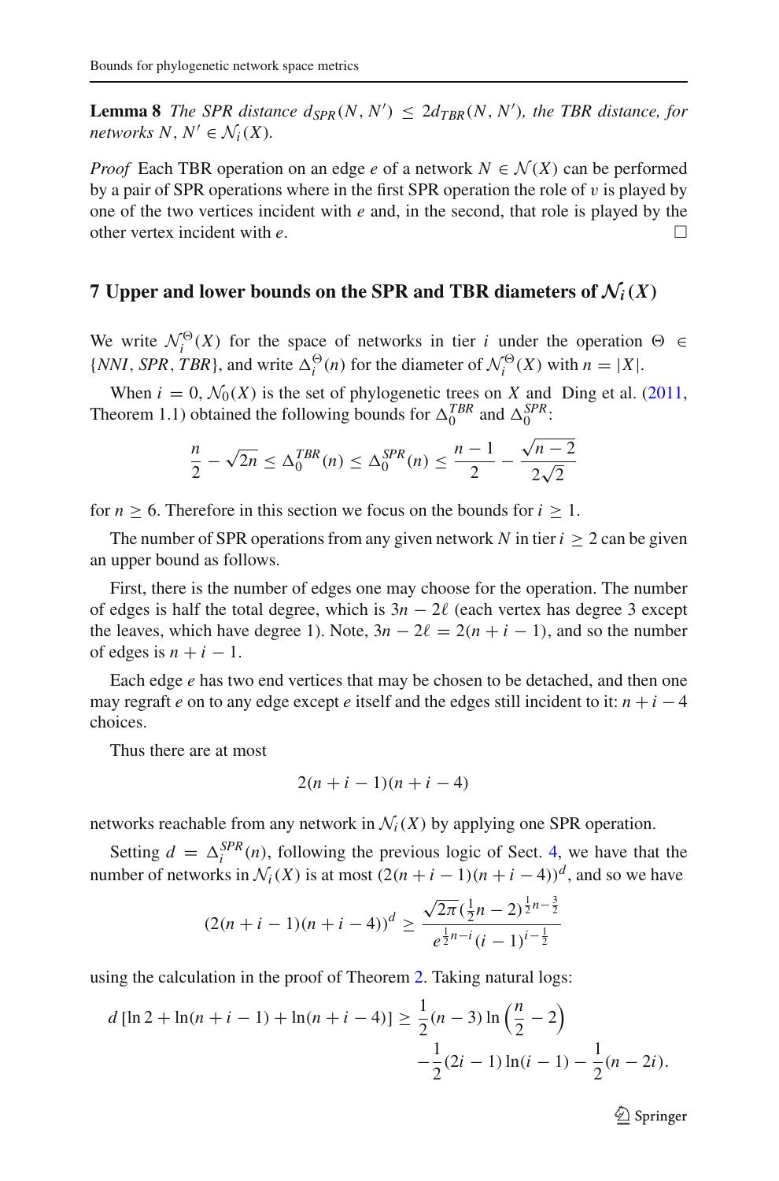**Lemma 8** *The SPR distance $d_{SPR}(N, N') \leq 2d_{TBR}(N, N')$, the TBR distance, for networks $N, N' \in \mathcal{N}_i(X)$.*

*Proof* Each TBR operation on an edge $e$ of a network $N \in \mathcal{N}(X)$ can be performed by a pair of SPR operations where in the first SPR operation the role of $v$ is played by one of the two vertices incident with $e$ and, in the second, that role is played by the other vertex incident with $e$. □

## 7 Upper and lower bounds on the SPR and TBR diameters of $\mathcal{N}_i(X)$

We write $\mathcal{N}_i^{\Theta}(X)$ for the space of networks in tier $i$ under the operation $\Theta \in \{NNI, SPR, TBR\}$, and write $\Delta_i^{\Theta}(n)$ for the diameter of $\mathcal{N}_i^{\Theta}(X)$ with $n = |X|$.

When $i = 0$, $\mathcal{N}_0(X)$ is the set of phylogenetic trees on $X$ and Ding et al. (2011, Theorem 1.1) obtained the following bounds for $\Delta_0^{TBR}$ and $\Delta_0^{SPR}$:

$$\frac{n}{2} - \sqrt{2n} \leq \Delta_0^{TBR}(n) \leq \Delta_0^{SPR}(n) \leq \frac{n-1}{2} - \frac{\sqrt{n-2}}{2\sqrt{2}}$$

for $n \geq 6$. Therefore in this section we focus on the bounds for $i \geq 1$.

The number of SPR operations from any given network $N$ in tier $i \geq 2$ can be given an upper bound as follows.

First, there is the number of edges one may choose for the operation. The number of edges is half the total degree, which is $3n - 2\ell$ (each vertex has degree 3 except the leaves, which have degree 1). Note, $3n - 2\ell = 2(n + i - 1)$, and so the number of edges is $n + i - 1$.

Each edge $e$ has two end vertices that may be chosen to be detached, and then one may regraft $e$ on to any edge except $e$ itself and the edges still incident to it: $n + i - 4$ choices.

Thus there are at most

$$2(n + i - 1)(n + i - 4)$$

networks reachable from any network in $\mathcal{N}_i(X)$ by applying one SPR operation.

Setting $d = \Delta_i^{SPR}(n)$, following the previous logic of Sect. 4, we have that the number of networks in $\mathcal{N}_i(X)$ is at most $(2(n + i - 1)(n + i - 4))^d$, and so we have

$$(2(n + i - 1)(n + i - 4))^d \geq \frac{\sqrt{2\pi}\,(\frac{1}{2}n - 2)^{\frac{1}{2}n - \frac{3}{2}}}{e^{\frac{1}{2}n - i}(i - 1)^{i - \frac{1}{2}}}$$

using the calculation in the proof of Theorem 2. Taking natural logs:

$$d\,[\ln 2 + \ln(n + i - 1) + \ln(n + i - 4)] \geq \frac{1}{2}(n - 3)\ln\left(\frac{n}{2} - 2\right) - \frac{1}{2}(2i - 1)\ln(i - 1) - \frac{1}{2}(n - 2i).$$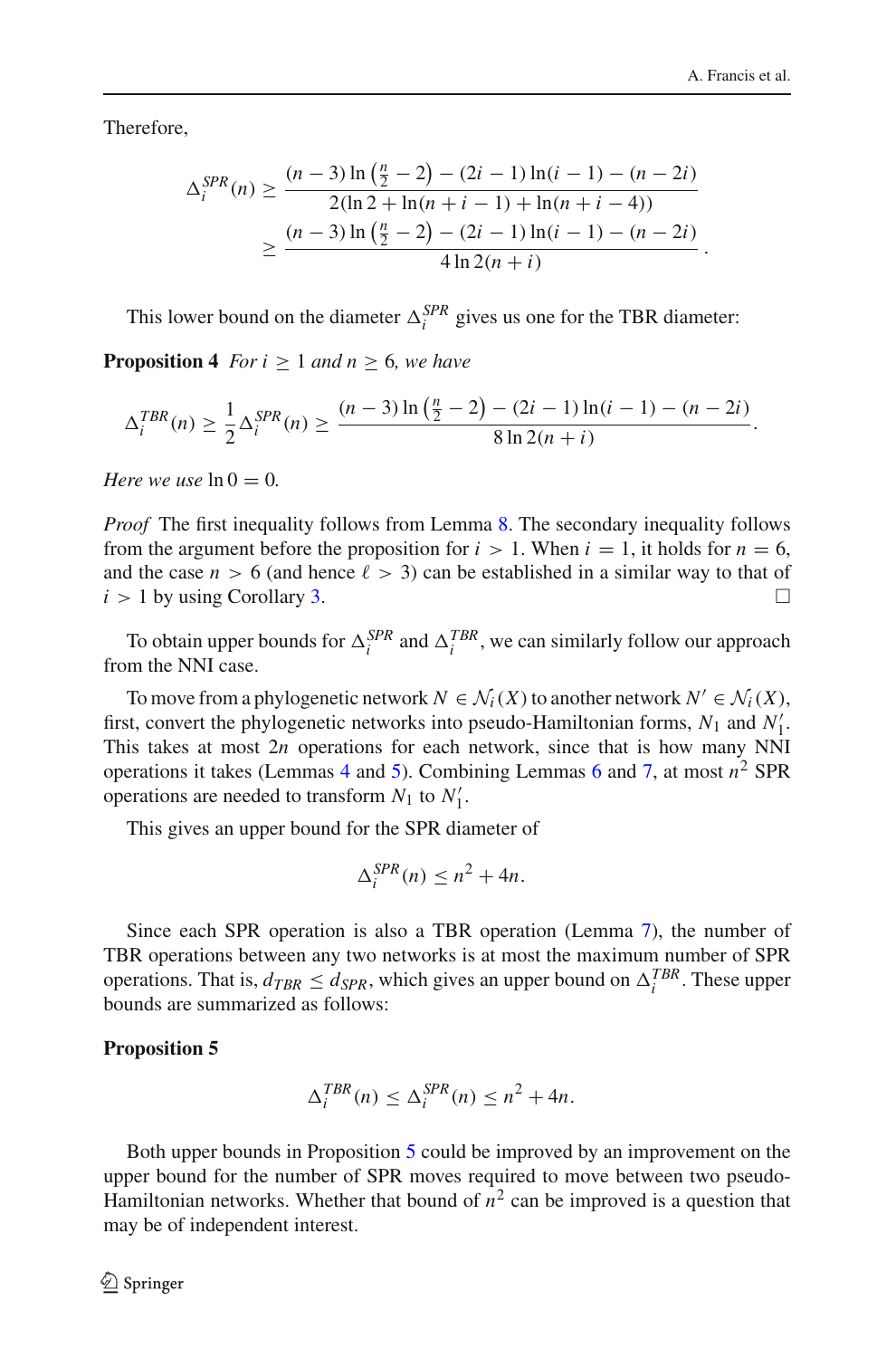Therefore,

$$
\begin{aligned}
\Delta_i^{SPR}(n) &\geq \frac{(n-3)\ln\left(\frac{n}{2}-2\right) - (2i-1)\ln(i-1) - (n-2i)}{2(\ln 2 + \ln(n+i-1) + \ln(n+i-4))} \\
&\geq \frac{(n-3)\ln\left(\frac{n}{2}-2\right) - (2i-1)\ln(i-1) - (n-2i)}{4\ln 2(n+i)}.
\end{aligned}
$$

This lower bound on the diameter $\Delta_i^{SPR}$ gives us one for the TBR diameter:

**Proposition 4** *For $i \geq 1$ and $n \geq 6$, we have*

$$
\Delta_i^{TBR}(n) \geq \frac{1}{2}\Delta_i^{SPR}(n) \geq \frac{(n-3)\ln\left(\frac{n}{2}-2\right) - (2i-1)\ln(i-1) - (n-2i)}{8\ln 2(n+i)}.
$$

*Here we use* $\ln 0 = 0$*.*

*Proof* The first inequality follows from Lemma 8. The secondary inequality follows from the argument before the proposition for $i > 1$. When $i = 1$, it holds for $n = 6$, and the case $n > 6$ (and hence $\ell > 3$) can be established in a similar way to that of $i > 1$ by using Corollary 3. □

To obtain upper bounds for $\Delta_i^{SPR}$ and $\Delta_i^{TBR}$, we can similarly follow our approach from the NNI case.

To move from a phylogenetic network $N \in \mathcal{N}_i(X)$ to another network $N' \in \mathcal{N}_i(X)$, first, convert the phylogenetic networks into pseudo-Hamiltonian forms, $N_1$ and $N_1'$. This takes at most $2n$ operations for each network, since that is how many NNI operations it takes (Lemmas 4 and 5). Combining Lemmas 6 and 7, at most $n^2$ SPR operations are needed to transform $N_1$ to $N_1'$.

This gives an upper bound for the SPR diameter of

$$
\Delta_i^{SPR}(n) \leq n^2 + 4n.
$$

Since each SPR operation is also a TBR operation (Lemma 7), the number of TBR operations between any two networks is at most the maximum number of SPR operations. That is, $d_{TBR} \leq d_{SPR}$, which gives an upper bound on $\Delta_i^{TBR}$. These upper bounds are summarized as follows:

**Proposition 5**

$$
\Delta_i^{TBR}(n) \leq \Delta_i^{SPR}(n) \leq n^2 + 4n.
$$

Both upper bounds in Proposition 5 could be improved by an improvement on the upper bound for the number of SPR moves required to move between two pseudo-Hamiltonian networks. Whether that bound of $n^2$ can be improved is a question that may be of independent interest.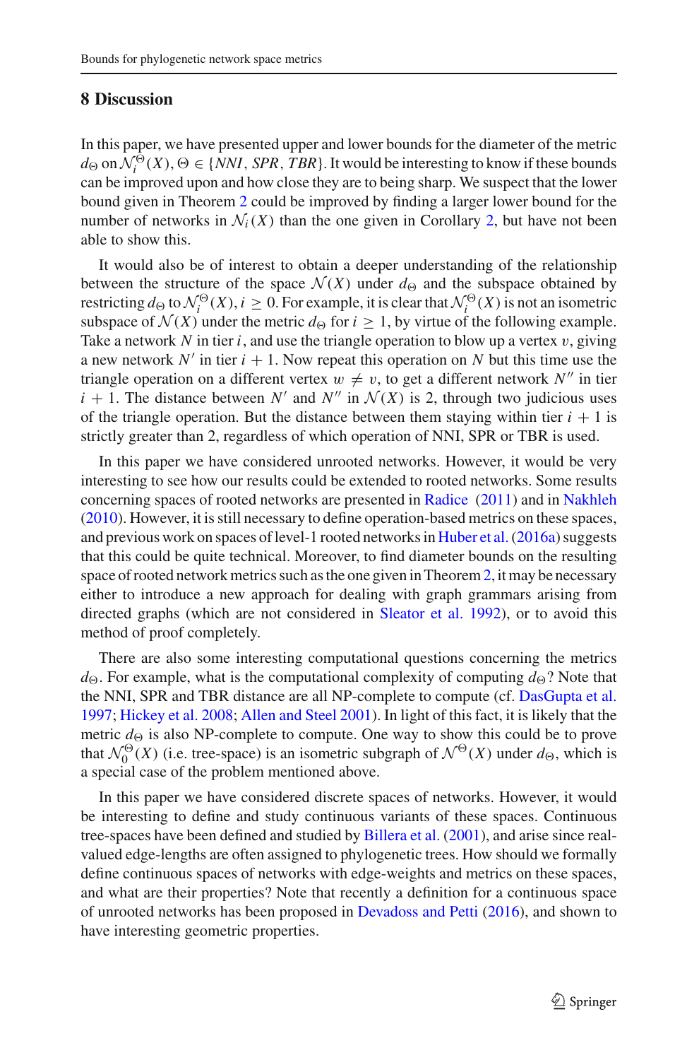## 8 Discussion

In this paper, we have presented upper and lower bounds for the diameter of the metric $d_\Theta$ on $\mathcal{N}_i^\Theta(X)$, $\Theta \in \{NNI, SPR, TBR\}$. It would be interesting to know if these bounds can be improved upon and how close they are to being sharp. We suspect that the lower bound given in Theorem 2 could be improved by finding a larger lower bound for the number of networks in $\mathcal{N}_i(X)$ than the one given in Corollary 2, but have not been able to show this.

It would also be of interest to obtain a deeper understanding of the relationship between the structure of the space $\mathcal{N}(X)$ under $d_\Theta$ and the subspace obtained by restricting $d_\Theta$ to $\mathcal{N}_i^\Theta(X)$, $i \geq 0$. For example, it is clear that $\mathcal{N}_i^\Theta(X)$ is not an isometric subspace of $\mathcal{N}(X)$ under the metric $d_\Theta$ for $i \geq 1$, by virtue of the following example. Take a network $N$ in tier $i$, and use the triangle operation to blow up a vertex $v$, giving a new network $N'$ in tier $i+1$. Now repeat this operation on $N$ but this time use the triangle operation on a different vertex $w \neq v$, to get a different network $N''$ in tier $i+1$. The distance between $N'$ and $N''$ in $\mathcal{N}(X)$ is 2, through two judicious uses of the triangle operation. But the distance between them staying within tier $i+1$ is strictly greater than 2, regardless of which operation of NNI, SPR or TBR is used.

In this paper we have considered unrooted networks. However, it would be very interesting to see how our results could be extended to rooted networks. Some results concerning spaces of rooted networks are presented in Radice (2011) and in Nakhleh (2010). However, it is still necessary to define operation-based metrics on these spaces, and previous work on spaces of level-1 rooted networks in Huber et al. (2016a) suggests that this could be quite technical. Moreover, to find diameter bounds on the resulting space of rooted network metrics such as the one given in Theorem 2, it may be necessary either to introduce a new approach for dealing with graph grammars arising from directed graphs (which are not considered in Sleator et al. 1992), or to avoid this method of proof completely.

There are also some interesting computational questions concerning the metrics $d_\Theta$. For example, what is the computational complexity of computing $d_\Theta$? Note that the NNI, SPR and TBR distance are all NP-complete to compute (cf. DasGupta et al. 1997; Hickey et al. 2008; Allen and Steel 2001). In light of this fact, it is likely that the metric $d_\Theta$ is also NP-complete to compute. One way to show this could be to prove that $\mathcal{N}_0^\Theta(X)$ (i.e. tree-space) is an isometric subgraph of $\mathcal{N}^\Theta(X)$ under $d_\Theta$, which is a special case of the problem mentioned above.

In this paper we have considered discrete spaces of networks. However, it would be interesting to define and study continuous variants of these spaces. Continuous tree-spaces have been defined and studied by Billera et al. (2001), and arise since real-valued edge-lengths are often assigned to phylogenetic trees. How should we formally define continuous spaces of networks with edge-weights and metrics on these spaces, and what are their properties? Note that recently a definition for a continuous space of unrooted networks has been proposed in Devadoss and Petti (2016), and shown to have interesting geometric properties.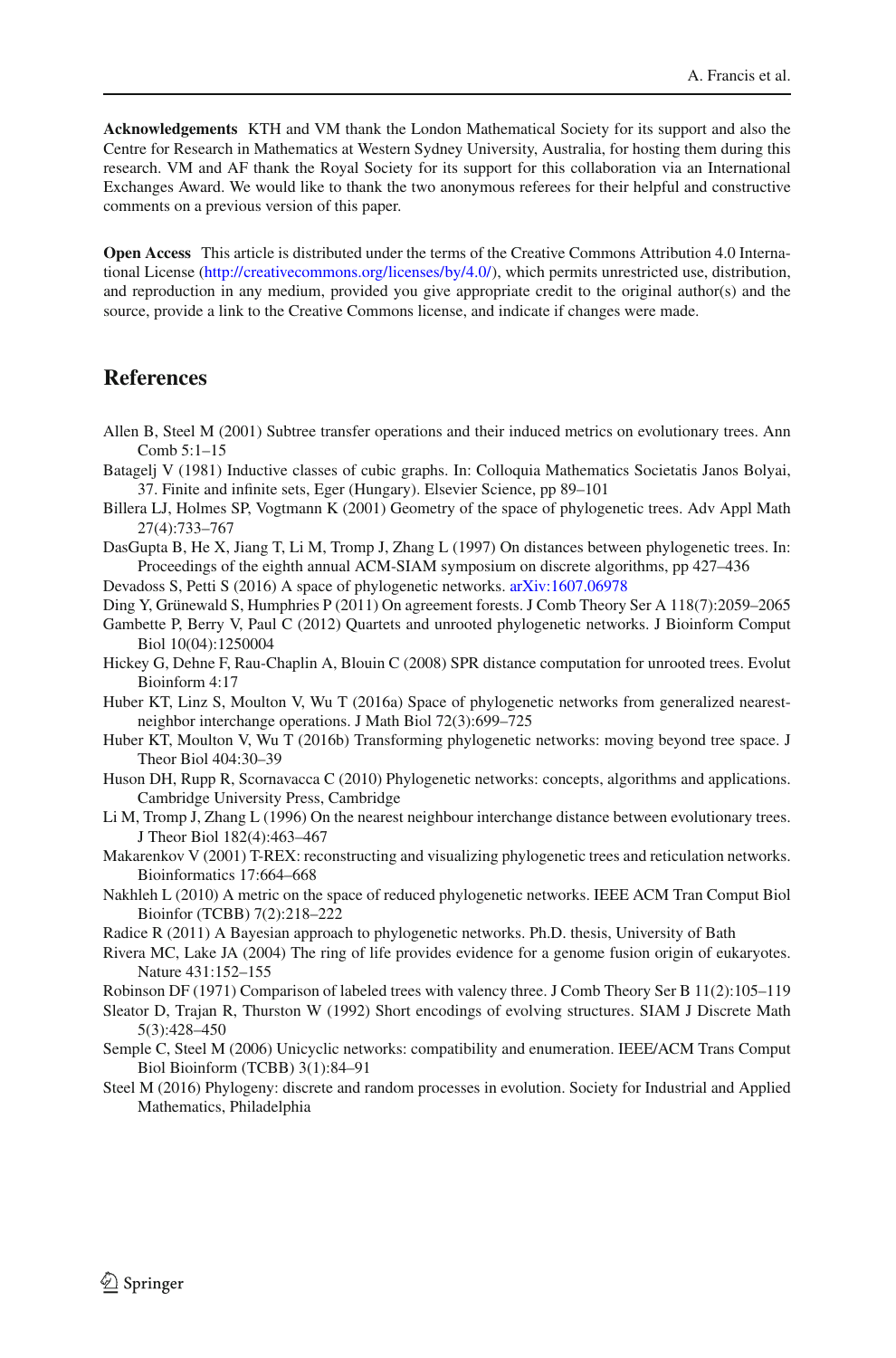**Acknowledgements** KTH and VM thank the London Mathematical Society for its support and also the Centre for Research in Mathematics at Western Sydney University, Australia, for hosting them during this research. VM and AF thank the Royal Society for its support for this collaboration via an International Exchanges Award. We would like to thank the two anonymous referees for their helpful and constructive comments on a previous version of this paper.

**Open Access** This article is distributed under the terms of the Creative Commons Attribution 4.0 International License (http://creativecommons.org/licenses/by/4.0/), which permits unrestricted use, distribution, and reproduction in any medium, provided you give appropriate credit to the original author(s) and the source, provide a link to the Creative Commons license, and indicate if changes were made.

## References

Allen B, Steel M (2001) Subtree transfer operations and their induced metrics on evolutionary trees. Ann Comb 5:1–15

Batagelj V (1981) Inductive classes of cubic graphs. In: Colloquia Mathematics Societatis Janos Bolyai, 37. Finite and infinite sets, Eger (Hungary). Elsevier Science, pp 89–101

Billera LJ, Holmes SP, Vogtmann K (2001) Geometry of the space of phylogenetic trees. Adv Appl Math 27(4):733–767

DasGupta B, He X, Jiang T, Li M, Tromp J, Zhang L (1997) On distances between phylogenetic trees. In: Proceedings of the eighth annual ACM-SIAM symposium on discrete algorithms, pp 427–436

Devadoss S, Petti S (2016) A space of phylogenetic networks. arXiv:1607.06978

Ding Y, Grünewald S, Humphries P (2011) On agreement forests. J Comb Theory Ser A 118(7):2059–2065

Gambette P, Berry V, Paul C (2012) Quartets and unrooted phylogenetic networks. J Bioinform Comput Biol 10(04):1250004

Hickey G, Dehne F, Rau-Chaplin A, Blouin C (2008) SPR distance computation for unrooted trees. Evolut Bioinform 4:17

Huber KT, Linz S, Moulton V, Wu T (2016a) Space of phylogenetic networks from generalized nearest-neighbor interchange operations. J Math Biol 72(3):699–725

Huber KT, Moulton V, Wu T (2016b) Transforming phylogenetic networks: moving beyond tree space. J Theor Biol 404:30–39

Huson DH, Rupp R, Scornavacca C (2010) Phylogenetic networks: concepts, algorithms and applications. Cambridge University Press, Cambridge

Li M, Tromp J, Zhang L (1996) On the nearest neighbour interchange distance between evolutionary trees. J Theor Biol 182(4):463–467

Makarenkov V (2001) T-REX: reconstructing and visualizing phylogenetic trees and reticulation networks. Bioinformatics 17:664–668

Nakhleh L (2010) A metric on the space of reduced phylogenetic networks. IEEE ACM Tran Comput Biol Bioinfor (TCBB) 7(2):218–222

Radice R (2011) A Bayesian approach to phylogenetic networks. Ph.D. thesis, University of Bath

Rivera MC, Lake JA (2004) The ring of life provides evidence for a genome fusion origin of eukaryotes. Nature 431:152–155

Robinson DF (1971) Comparison of labeled trees with valency three. J Comb Theory Ser B 11(2):105–119

Sleator D, Trajan R, Thurston W (1992) Short encodings of evolving structures. SIAM J Discrete Math 5(3):428–450

Semple C, Steel M (2006) Unicyclic networks: compatibility and enumeration. IEEE/ACM Trans Comput Biol Bioinform (TCBB) 3(1):84–91

Steel M (2016) Phylogeny: discrete and random processes in evolution. Society for Industrial and Applied Mathematics, Philadelphia